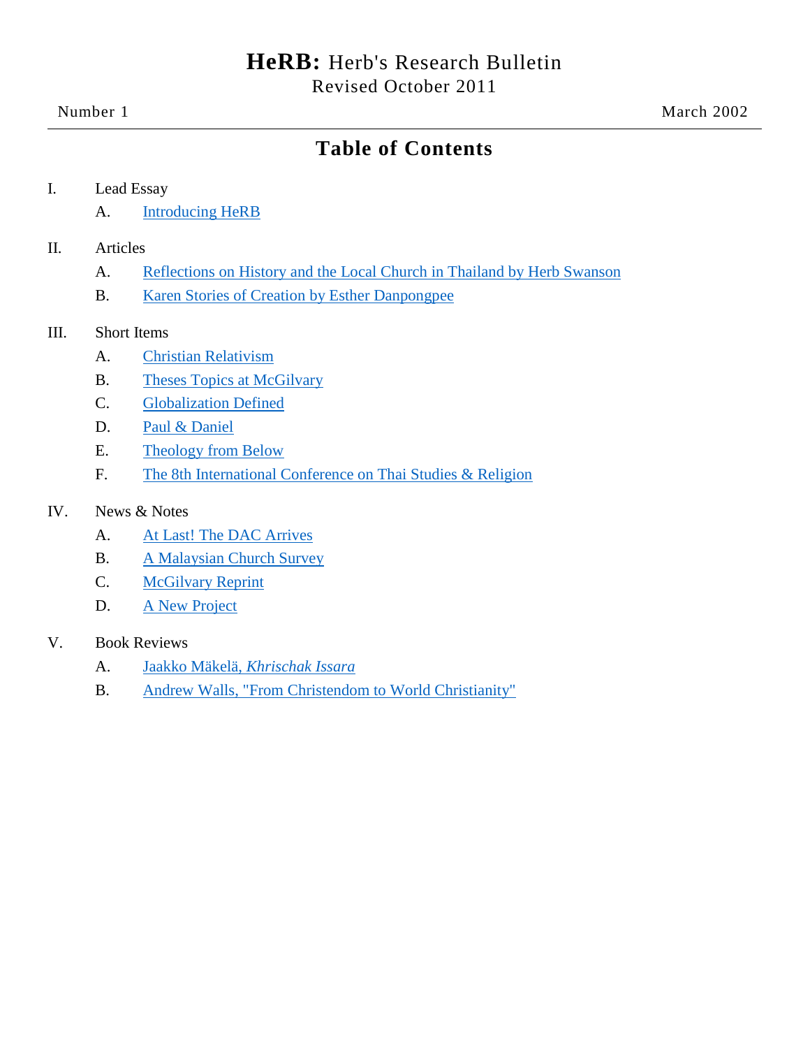# **HeRB:** Herb's Research Bulletin

Revised October 2011

Number 1 March 2002

---

## Table of Contents

I. Lead Essay

- A. Introducing HeRB

II. Articles

- A. Reflections on History and the Local Church in Thailand by Herb Swanson
- B. Karen Stories of Creation by Esther Danpongpee

III. Short Items

- A. Christian Relativism
- B. Theses Topics at McGilvary
- C. Globalization Defined
- D. Paul & Daniel
- E. Theology from Below
- F. The 8th International Conference on Thai Studies & Religion

IV. News & Notes

- A. At Last! The DAC Arrives
- B. A Malaysian Church Survey
- C. McGilvary Reprint
- D. A New Project

V. Book Reviews

- A. Jaakko Mäkelä, *Khrischak Issara*
- B. Andrew Walls, "From Christendom to World Christianity"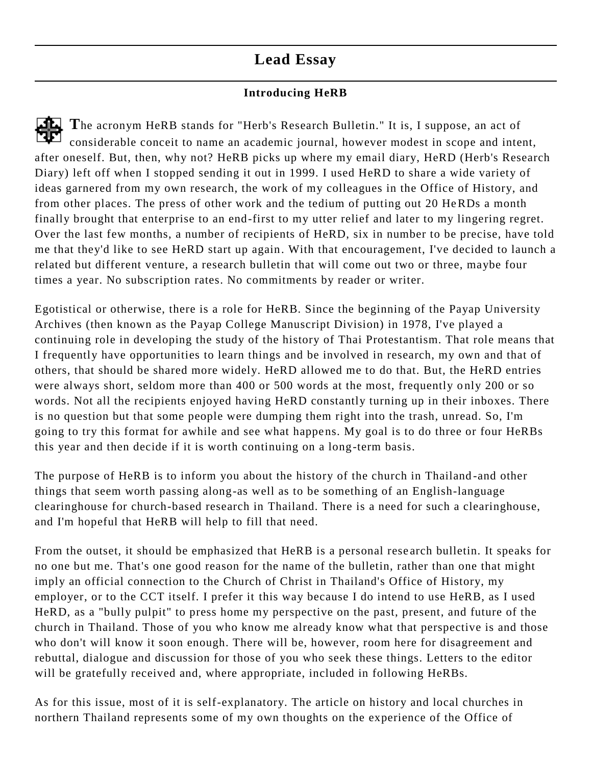# Lead Essay

### Introducing HeRB

The acronym HeRB stands for "Herb's Research Bulletin." It is, I suppose, an act of considerable conceit to name an academic journal, however modest in scope and intent, after oneself. But, then, why not? HeRB picks up where my email diary, HeRD (Herb's Research Diary) left off when I stopped sending it out in 1999. I used HeRD to share a wide variety of ideas garnered from my own research, the work of my colleagues in the Office of History, and from other places. The press of other work and the tedium of putting out 20 HeRDs a month finally brought that enterprise to an end-first to my utter relief and later to my lingering regret. Over the last few months, a number of recipients of HeRD, six in number to be precise, have told me that they'd like to see HeRD start up again. With that encouragement, I've decided to launch a related but different venture, a research bulletin that will come out two or three, maybe four times a year. No subscription rates. No commitments by reader or writer.

Egotistical or otherwise, there is a role for HeRB. Since the beginning of the Payap University Archives (then known as the Payap College Manuscript Division) in 1978, I've played a continuing role in developing the study of the history of Thai Protestantism. That role means that I frequently have opportunities to learn things and be involved in research, my own and that of others, that should be shared more widely. HeRD allowed me to do that. But, the HeRD entries were always short, seldom more than 400 or 500 words at the most, frequently only 200 or so words. Not all the recipients enjoyed having HeRD constantly turning up in their inboxes. There is no question but that some people were dumping them right into the trash, unread. So, I'm going to try this format for awhile and see what happens. My goal is to do three or four HeRBs this year and then decide if it is worth continuing on a long-term basis.

The purpose of HeRB is to inform you about the history of the church in Thailand-and other things that seem worth passing along-as well as to be something of an English-language clearinghouse for church-based research in Thailand. There is a need for such a clearinghouse, and I'm hopeful that HeRB will help to fill that need.

From the outset, it should be emphasized that HeRB is a personal research bulletin. It speaks for no one but me. That's one good reason for the name of the bulletin, rather than one that might imply an official connection to the Church of Christ in Thailand's Office of History, my employer, or to the CCT itself. I prefer it this way because I do intend to use HeRB, as I used HeRD, as a "bully pulpit" to press home my perspective on the past, present, and future of the church in Thailand. Those of you who know me already know what that perspective is and those who don't will know it soon enough. There will be, however, room here for disagreement and rebuttal, dialogue and discussion for those of you who seek these things. Letters to the editor will be gratefully received and, where appropriate, included in following HeRBs.

As for this issue, most of it is self-explanatory. The article on history and local churches in northern Thailand represents some of my own thoughts on the experience of the Office of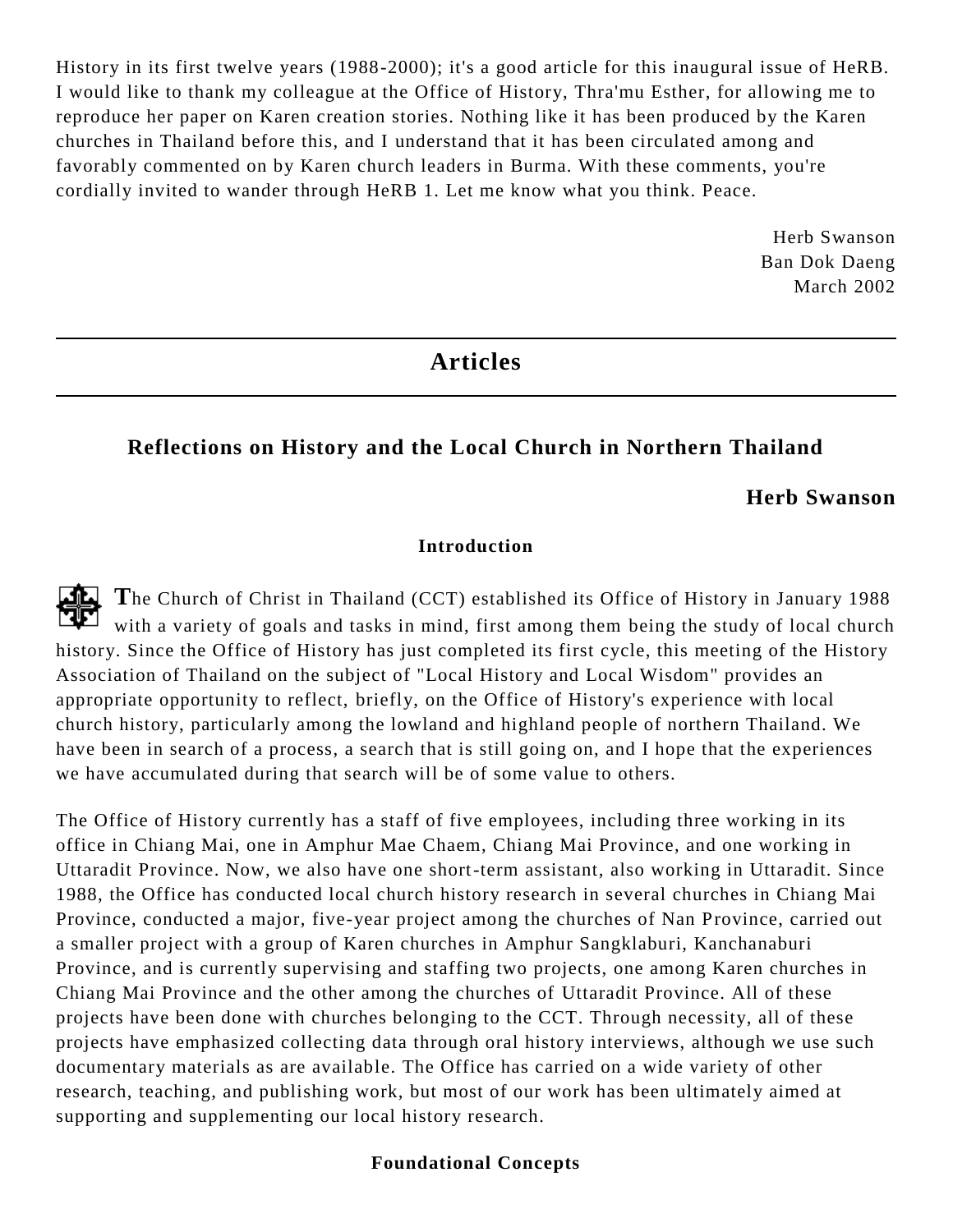History in its first twelve years (1988-2000); it's a good article for this inaugural issue of HeRB. I would like to thank my colleague at the Office of History, Thra'mu Esther, for allowing me to reproduce her paper on Karen creation stories. Nothing like it has been produced by the Karen churches in Thailand before this, and I understand that it has been circulated among and favorably commented on by Karen church leaders in Burma. With these comments, you're cordially invited to wander through HeRB 1. Let me know what you think. Peace.

Herb Swanson  
Ban Dok Daeng  
March 2002

---

# Articles

---

## Reflections on History and the Local Church in Northern Thailand

**Herb Swanson**

### Introduction

**T**he Church of Christ in Thailand (CCT) established its Office of History in January 1988 with a variety of goals and tasks in mind, first among them being the study of local church history. Since the Office of History has just completed its first cycle, this meeting of the History Association of Thailand on the subject of "Local History and Local Wisdom" provides an appropriate opportunity to reflect, briefly, on the Office of History's experience with local church history, particularly among the lowland and highland people of northern Thailand. We have been in search of a process, a search that is still going on, and I hope that the experiences we have accumulated during that search will be of some value to others.

The Office of History currently has a staff of five employees, including three working in its office in Chiang Mai, one in Amphur Mae Chaem, Chiang Mai Province, and one working in Uttaradit Province. Now, we also have one short-term assistant, also working in Uttaradit. Since 1988, the Office has conducted local church history research in several churches in Chiang Mai Province, conducted a major, five-year project among the churches of Nan Province, carried out a smaller project with a group of Karen churches in Amphur Sangklaburi, Kanchanaburi Province, and is currently supervising and staffing two projects, one among Karen churches in Chiang Mai Province and the other among the churches of Uttaradit Province. All of these projects have been done with churches belonging to the CCT. Through necessity, all of these projects have emphasized collecting data through oral history interviews, although we use such documentary materials as are available. The Office has carried on a wide variety of other research, teaching, and publishing work, but most of our work has been ultimately aimed at supporting and supplementing our local history research.

### Foundational Concepts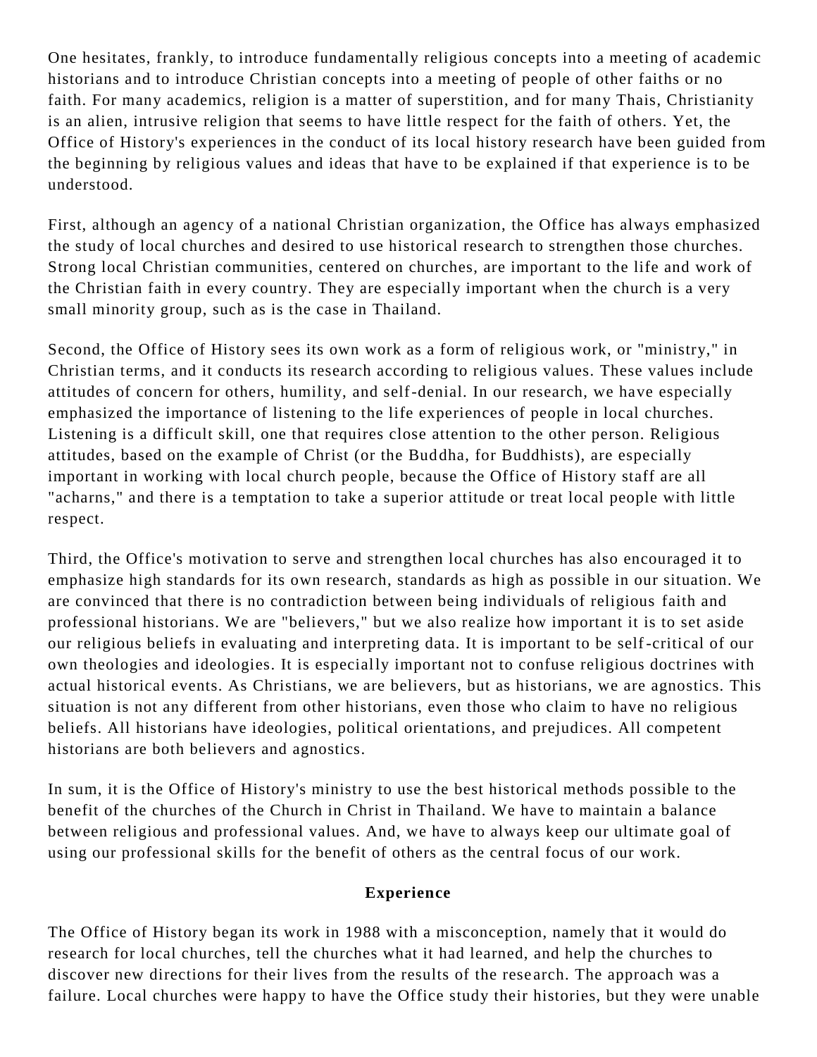One hesitates, frankly, to introduce fundamentally religious concepts into a meeting of academic historians and to introduce Christian concepts into a meeting of people of other faiths or no faith. For many academics, religion is a matter of superstition, and for many Thais, Christianity is an alien, intrusive religion that seems to have little respect for the faith of others. Yet, the Office of History's experiences in the conduct of its local history research have been guided from the beginning by religious values and ideas that have to be explained if that experience is to be understood.

First, although an agency of a national Christian organization, the Office has always emphasized the study of local churches and desired to use historical research to strengthen those churches. Strong local Christian communities, centered on churches, are important to the life and work of the Christian faith in every country. They are especially important when the church is a very small minority group, such as is the case in Thailand.

Second, the Office of History sees its own work as a form of religious work, or "ministry," in Christian terms, and it conducts its research according to religious values. These values include attitudes of concern for others, humility, and self-denial. In our research, we have especially emphasized the importance of listening to the life experiences of people in local churches. Listening is a difficult skill, one that requires close attention to the other person. Religious attitudes, based on the example of Christ (or the Buddha, for Buddhists), are especially important in working with local church people, because the Office of History staff are all "acharns," and there is a temptation to take a superior attitude or treat local people with little respect.

Third, the Office's motivation to serve and strengthen local churches has also encouraged it to emphasize high standards for its own research, standards as high as possible in our situation. We are convinced that there is no contradiction between being individuals of religious faith and professional historians. We are "believers," but we also realize how important it is to set aside our religious beliefs in evaluating and interpreting data. It is important to be self-critical of our own theologies and ideologies. It is especially important not to confuse religious doctrines with actual historical events. As Christians, we are believers, but as historians, we are agnostics. This situation is not any different from other historians, even those who claim to have no religious beliefs. All historians have ideologies, political orientations, and prejudices. All competent historians are both believers and agnostics.

In sum, it is the Office of History's ministry to use the best historical methods possible to the benefit of the churches of the Church in Christ in Thailand. We have to maintain a balance between religious and professional values. And, we have to always keep our ultimate goal of using our professional skills for the benefit of others as the central focus of our work.

## Experience

The Office of History began its work in 1988 with a misconception, namely that it would do research for local churches, tell the churches what it had learned, and help the churches to discover new directions for their lives from the results of the research. The approach was a failure. Local churches were happy to have the Office study their histories, but they were unable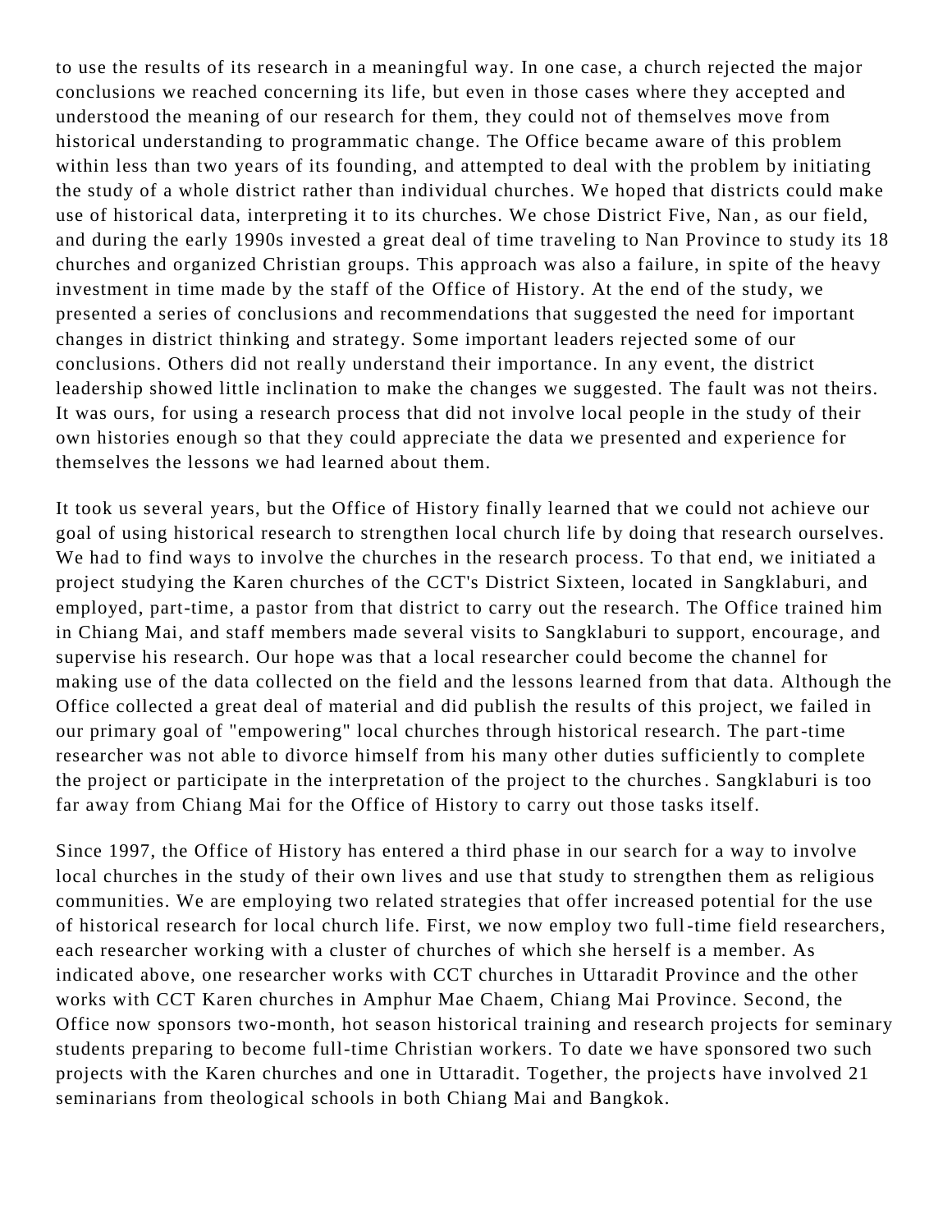to use the results of its research in a meaningful way. In one case, a church rejected the major conclusions we reached concerning its life, but even in those cases where they accepted and understood the meaning of our research for them, they could not of themselves move from historical understanding to programmatic change. The Office became aware of this problem within less than two years of its founding, and attempted to deal with the problem by initiating the study of a whole district rather than individual churches. We hoped that districts could make use of historical data, interpreting it to its churches. We chose District Five, Nan, as our field, and during the early 1990s invested a great deal of time traveling to Nan Province to study its 18 churches and organized Christian groups. This approach was also a failure, in spite of the heavy investment in time made by the staff of the Office of History. At the end of the study, we presented a series of conclusions and recommendations that suggested the need for important changes in district thinking and strategy. Some important leaders rejected some of our conclusions. Others did not really understand their importance. In any event, the district leadership showed little inclination to make the changes we suggested. The fault was not theirs. It was ours, for using a research process that did not involve local people in the study of their own histories enough so that they could appreciate the data we presented and experience for themselves the lessons we had learned about them.

It took us several years, but the Office of History finally learned that we could not achieve our goal of using historical research to strengthen local church life by doing that research ourselves. We had to find ways to involve the churches in the research process. To that end, we initiated a project studying the Karen churches of the CCT's District Sixteen, located in Sangklaburi, and employed, part-time, a pastor from that district to carry out the research. The Office trained him in Chiang Mai, and staff members made several visits to Sangklaburi to support, encourage, and supervise his research. Our hope was that a local researcher could become the channel for making use of the data collected on the field and the lessons learned from that data. Although the Office collected a great deal of material and did publish the results of this project, we failed in our primary goal of "empowering" local churches through historical research. The part-time researcher was not able to divorce himself from his many other duties sufficiently to complete the project or participate in the interpretation of the project to the churches. Sangklaburi is too far away from Chiang Mai for the Office of History to carry out those tasks itself.

Since 1997, the Office of History has entered a third phase in our search for a way to involve local churches in the study of their own lives and use that study to strengthen them as religious communities. We are employing two related strategies that offer increased potential for the use of historical research for local church life. First, we now employ two full-time field researchers, each researcher working with a cluster of churches of which she herself is a member. As indicated above, one researcher works with CCT churches in Uttaradit Province and the other works with CCT Karen churches in Amphur Mae Chaem, Chiang Mai Province. Second, the Office now sponsors two-month, hot season historical training and research projects for seminary students preparing to become full-time Christian workers. To date we have sponsored two such projects with the Karen churches and one in Uttaradit. Together, the projects have involved 21 seminarians from theological schools in both Chiang Mai and Bangkok.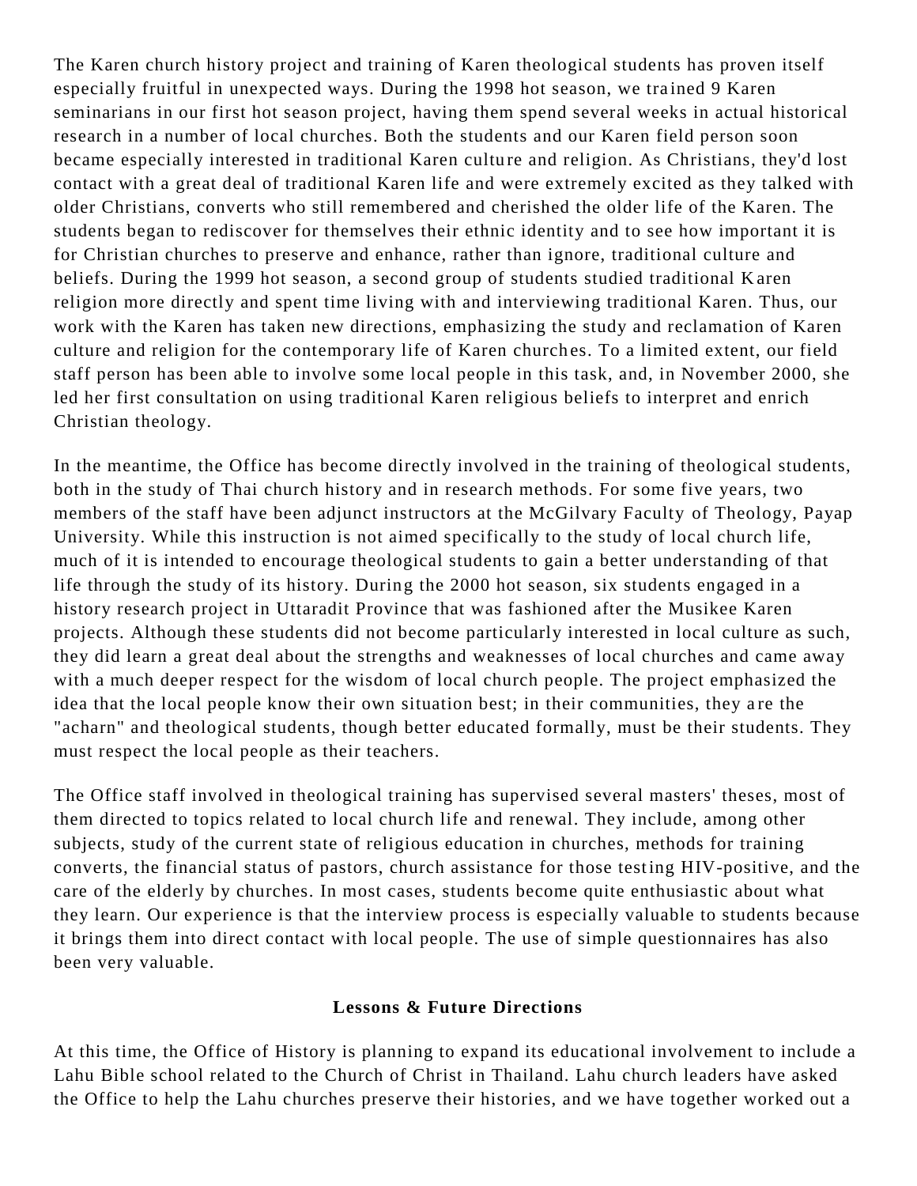The Karen church history project and training of Karen theological students has proven itself especially fruitful in unexpected ways. During the 1998 hot season, we trained 9 Karen seminarians in our first hot season project, having them spend several weeks in actual historical research in a number of local churches. Both the students and our Karen field person soon became especially interested in traditional Karen culture and religion. As Christians, they'd lost contact with a great deal of traditional Karen life and were extremely excited as they talked with older Christians, converts who still remembered and cherished the older life of the Karen. The students began to rediscover for themselves their ethnic identity and to see how important it is for Christian churches to preserve and enhance, rather than ignore, traditional culture and beliefs. During the 1999 hot season, a second group of students studied traditional Karen religion more directly and spent time living with and interviewing traditional Karen. Thus, our work with the Karen has taken new directions, emphasizing the study and reclamation of Karen culture and religion for the contemporary life of Karen churches. To a limited extent, our field staff person has been able to involve some local people in this task, and, in November 2000, she led her first consultation on using traditional Karen religious beliefs to interpret and enrich Christian theology.

In the meantime, the Office has become directly involved in the training of theological students, both in the study of Thai church history and in research methods. For some five years, two members of the staff have been adjunct instructors at the McGilvary Faculty of Theology, Payap University. While this instruction is not aimed specifically to the study of local church life, much of it is intended to encourage theological students to gain a better understanding of that life through the study of its history. During the 2000 hot season, six students engaged in a history research project in Uttaradit Province that was fashioned after the Musikee Karen projects. Although these students did not become particularly interested in local culture as such, they did learn a great deal about the strengths and weaknesses of local churches and came away with a much deeper respect for the wisdom of local church people. The project emphasized the idea that the local people know their own situation best; in their communities, they are the "acharn" and theological students, though better educated formally, must be their students. They must respect the local people as their teachers.

The Office staff involved in theological training has supervised several masters' theses, most of them directed to topics related to local church life and renewal. They include, among other subjects, study of the current state of religious education in churches, methods for training converts, the financial status of pastors, church assistance for those testing HIV-positive, and the care of the elderly by churches. In most cases, students become quite enthusiastic about what they learn. Our experience is that the interview process is especially valuable to students because it brings them into direct contact with local people. The use of simple questionnaires has also been very valuable.

## Lessons & Future Directions

At this time, the Office of History is planning to expand its educational involvement to include a Lahu Bible school related to the Church of Christ in Thailand. Lahu church leaders have asked the Office to help the Lahu churches preserve their histories, and we have together worked out a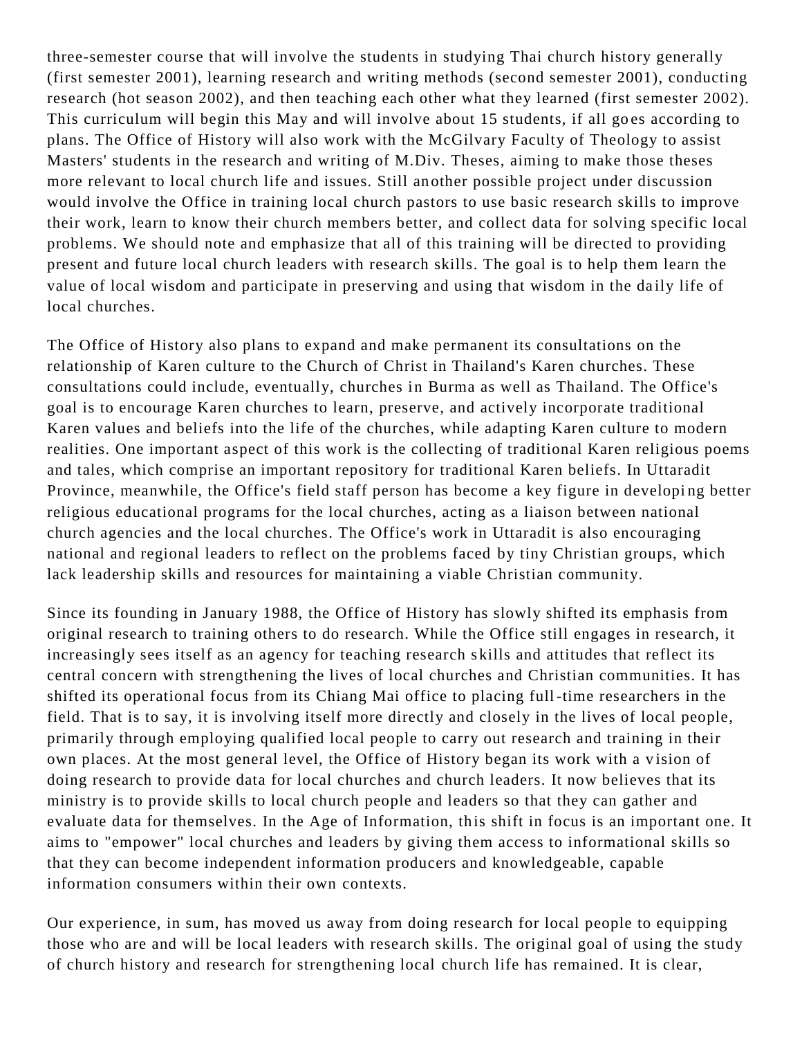three-semester course that will involve the students in studying Thai church history generally (first semester 2001), learning research and writing methods (second semester 2001), conducting research (hot season 2002), and then teaching each other what they learned (first semester 2002). This curriculum will begin this May and will involve about 15 students, if all goes according to plans. The Office of History will also work with the McGilvary Faculty of Theology to assist Masters' students in the research and writing of M.Div. Theses, aiming to make those theses more relevant to local church life and issues. Still another possible project under discussion would involve the Office in training local church pastors to use basic research skills to improve their work, learn to know their church members better, and collect data for solving specific local problems. We should note and emphasize that all of this training will be directed to providing present and future local church leaders with research skills. The goal is to help them learn the value of local wisdom and participate in preserving and using that wisdom in the daily life of local churches.

The Office of History also plans to expand and make permanent its consultations on the relationship of Karen culture to the Church of Christ in Thailand's Karen churches. These consultations could include, eventually, churches in Burma as well as Thailand. The Office's goal is to encourage Karen churches to learn, preserve, and actively incorporate traditional Karen values and beliefs into the life of the churches, while adapting Karen culture to modern realities. One important aspect of this work is the collecting of traditional Karen religious poems and tales, which comprise an important repository for traditional Karen beliefs. In Uttaradit Province, meanwhile, the Office's field staff person has become a key figure in developing better religious educational programs for the local churches, acting as a liaison between national church agencies and the local churches. The Office's work in Uttaradit is also encouraging national and regional leaders to reflect on the problems faced by tiny Christian groups, which lack leadership skills and resources for maintaining a viable Christian community.

Since its founding in January 1988, the Office of History has slowly shifted its emphasis from original research to training others to do research. While the Office still engages in research, it increasingly sees itself as an agency for teaching research skills and attitudes that reflect its central concern with strengthening the lives of local churches and Christian communities. It has shifted its operational focus from its Chiang Mai office to placing full-time researchers in the field. That is to say, it is involving itself more directly and closely in the lives of local people, primarily through employing qualified local people to carry out research and training in their own places. At the most general level, the Office of History began its work with a vision of doing research to provide data for local churches and church leaders. It now believes that its ministry is to provide skills to local church people and leaders so that they can gather and evaluate data for themselves. In the Age of Information, this shift in focus is an important one. It aims to "empower" local churches and leaders by giving them access to informational skills so that they can become independent information producers and knowledgeable, capable information consumers within their own contexts.

Our experience, in sum, has moved us away from doing research for local people to equipping those who are and will be local leaders with research skills. The original goal of using the study of church history and research for strengthening local church life has remained. It is clear,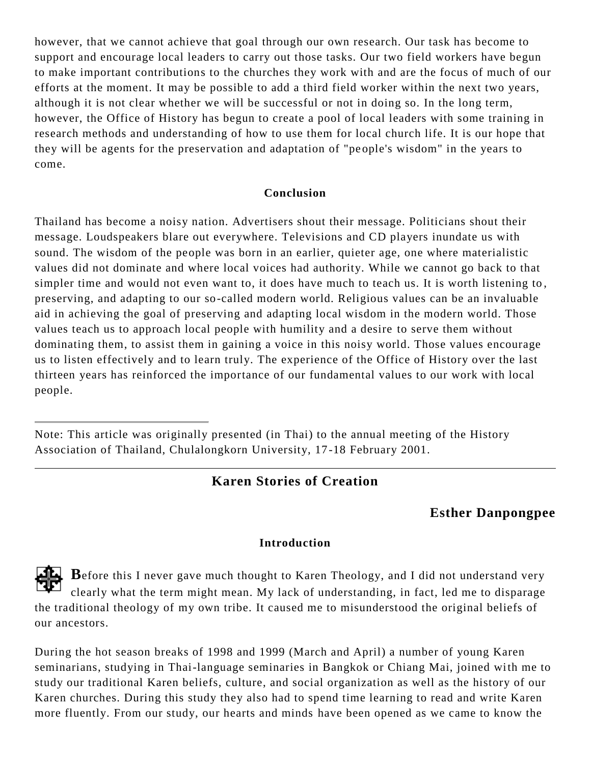however, that we cannot achieve that goal through our own research. Our task has become to support and encourage local leaders to carry out those tasks. Our two field workers have begun to make important contributions to the churches they work with and are the focus of much of our efforts at the moment. It may be possible to add a third field worker within the next two years, although it is not clear whether we will be successful or not in doing so. In the long term, however, the Office of History has begun to create a pool of local leaders with some training in research methods and understanding of how to use them for local church life. It is our hope that they will be agents for the preservation and adaptation of "people's wisdom" in the years to come.

### Conclusion

Thailand has become a noisy nation. Advertisers shout their message. Politicians shout their message. Loudspeakers blare out everywhere. Televisions and CD players inundate us with sound. The wisdom of the people was born in an earlier, quieter age, one where materialistic values did not dominate and where local voices had authority. While we cannot go back to that simpler time and would not even want to, it does have much to teach us. It is worth listening to, preserving, and adapting to our so-called modern world. Religious values can be an invaluable aid in achieving the goal of preserving and adapting local wisdom in the modern world. Those values teach us to approach local people with humility and a desire to serve them without dominating them, to assist them in gaining a voice in this noisy world. Those values encourage us to listen effectively and to learn truly. The experience of the Office of History over the last thirteen years has reinforced the importance of our fundamental values to our work with local people.

---

Note: This article was originally presented (in Thai) to the annual meeting of the History Association of Thailand, Chulalongkorn University, 17-18 February 2001.

---

## Karen Stories of Creation

**Esther Danpongpee**

### Introduction

**B**efore this I never gave much thought to Karen Theology, and I did not understand very clearly what the term might mean. My lack of understanding, in fact, led me to disparage the traditional theology of my own tribe. It caused me to misunderstood the original beliefs of our ancestors.

During the hot season breaks of 1998 and 1999 (March and April) a number of young Karen seminarians, studying in Thai-language seminaries in Bangkok or Chiang Mai, joined with me to study our traditional Karen beliefs, culture, and social organization as well as the history of our Karen churches. During this study they also had to spend time learning to read and write Karen more fluently. From our study, our hearts and minds have been opened as we came to know the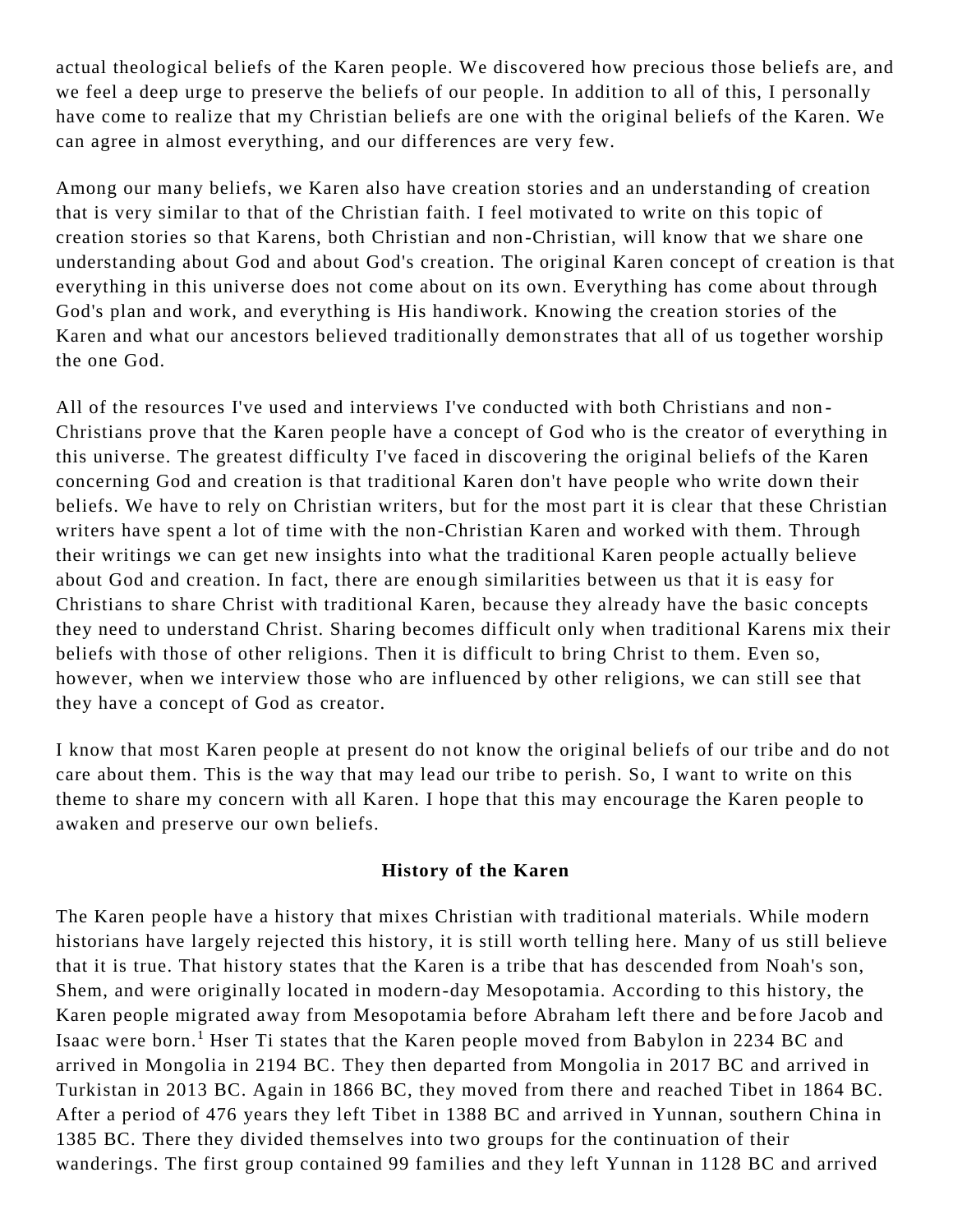actual theological beliefs of the Karen people. We discovered how precious those beliefs are, and we feel a deep urge to preserve the beliefs of our people. In addition to all of this, I personally have come to realize that my Christian beliefs are one with the original beliefs of the Karen. We can agree in almost everything, and our differences are very few.

Among our many beliefs, we Karen also have creation stories and an understanding of creation that is very similar to that of the Christian faith. I feel motivated to write on this topic of creation stories so that Karens, both Christian and non-Christian, will know that we share one understanding about God and about God's creation. The original Karen concept of creation is that everything in this universe does not come about on its own. Everything has come about through God's plan and work, and everything is His handiwork. Knowing the creation stories of the Karen and what our ancestors believed traditionally demonstrates that all of us together worship the one God.

All of the resources I've used and interviews I've conducted with both Christians and non-Christians prove that the Karen people have a concept of God who is the creator of everything in this universe. The greatest difficulty I've faced in discovering the original beliefs of the Karen concerning God and creation is that traditional Karen don't have people who write down their beliefs. We have to rely on Christian writers, but for the most part it is clear that these Christian writers have spent a lot of time with the non-Christian Karen and worked with them. Through their writings we can get new insights into what the traditional Karen people actually believe about God and creation. In fact, there are enough similarities between us that it is easy for Christians to share Christ with traditional Karen, because they already have the basic concepts they need to understand Christ. Sharing becomes difficult only when traditional Karens mix their beliefs with those of other religions. Then it is difficult to bring Christ to them. Even so, however, when we interview those who are influenced by other religions, we can still see that they have a concept of God as creator.

I know that most Karen people at present do not know the original beliefs of our tribe and do not care about them. This is the way that may lead our tribe to perish. So, I want to write on this theme to share my concern with all Karen. I hope that this may encourage the Karen people to awaken and preserve our own beliefs.

### History of the Karen

The Karen people have a history that mixes Christian with traditional materials. While modern historians have largely rejected this history, it is still worth telling here. Many of us still believe that it is true. That history states that the Karen is a tribe that has descended from Noah's son, Shem, and were originally located in modern-day Mesopotamia. According to this history, the Karen people migrated away from Mesopotamia before Abraham left there and before Jacob and Isaac were born.[1] Hser Ti states that the Karen people moved from Babylon in 2234 BC and arrived in Mongolia in 2194 BC. They then departed from Mongolia in 2017 BC and arrived in Turkistan in 2013 BC. Again in 1866 BC, they moved from there and reached Tibet in 1864 BC. After a period of 476 years they left Tibet in 1388 BC and arrived in Yunnan, southern China in 1385 BC. There they divided themselves into two groups for the continuation of their wanderings. The first group contained 99 families and they left Yunnan in 1128 BC and arrived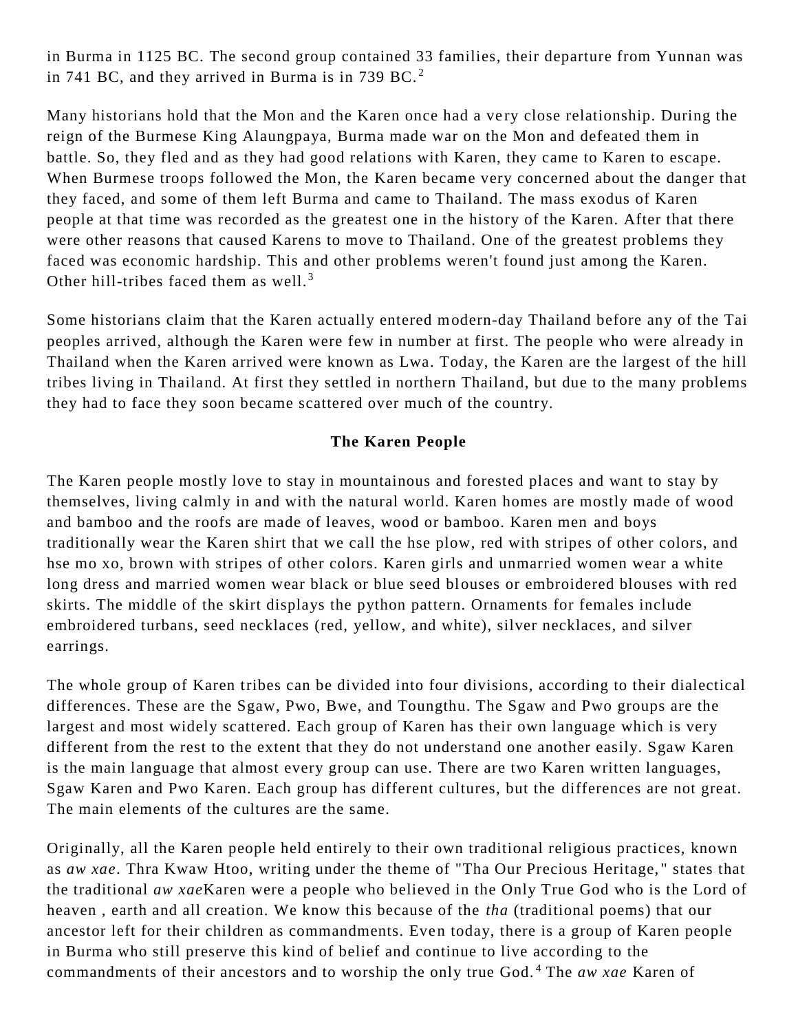in Burma in 1125 BC. The second group contained 33 families, their departure from Yunnan was in 741 BC, and they arrived in Burma is in 739 BC.[2]

Many historians hold that the Mon and the Karen once had a very close relationship. During the reign of the Burmese King Alaungpaya, Burma made war on the Mon and defeated them in battle. So, they fled and as they had good relations with Karen, they came to Karen to escape. When Burmese troops followed the Mon, the Karen became very concerned about the danger that they faced, and some of them left Burma and came to Thailand. The mass exodus of Karen people at that time was recorded as the greatest one in the history of the Karen. After that there were other reasons that caused Karens to move to Thailand. One of the greatest problems they faced was economic hardship. This and other problems weren't found just among the Karen. Other hill-tribes faced them as well.[3]

Some historians claim that the Karen actually entered modern-day Thailand before any of the Tai peoples arrived, although the Karen were few in number at first. The people who were already in Thailand when the Karen arrived were known as Lwa. Today, the Karen are the largest of the hill tribes living in Thailand. At first they settled in northern Thailand, but due to the many problems they had to face they soon became scattered over much of the country.

## The Karen People

The Karen people mostly love to stay in mountainous and forested places and want to stay by themselves, living calmly in and with the natural world. Karen homes are mostly made of wood and bamboo and the roofs are made of leaves, wood or bamboo. Karen men and boys traditionally wear the Karen shirt that we call the hse plow, red with stripes of other colors, and hse mo xo, brown with stripes of other colors. Karen girls and unmarried women wear a white long dress and married women wear black or blue seed blouses or embroidered blouses with red skirts. The middle of the skirt displays the python pattern. Ornaments for females include embroidered turbans, seed necklaces (red, yellow, and white), silver necklaces, and silver earrings.

The whole group of Karen tribes can be divided into four divisions, according to their dialectical differences. These are the Sgaw, Pwo, Bwe, and Toungthu. The Sgaw and Pwo groups are the largest and most widely scattered. Each group of Karen has their own language which is very different from the rest to the extent that they do not understand one another easily. Sgaw Karen is the main language that almost every group can use. There are two Karen written languages, Sgaw Karen and Pwo Karen. Each group has different cultures, but the differences are not great. The main elements of the cultures are the same.

Originally, all the Karen people held entirely to their own traditional religious practices, known as *aw xae*. Thra Kwaw Htoo, writing under the theme of "Tha Our Precious Heritage," states that the traditional *aw xae*Karen were a people who believed in the Only True God who is the Lord of heaven , earth and all creation. We know this because of the *tha* (traditional poems) that our ancestor left for their children as commandments. Even today, there is a group of Karen people in Burma who still preserve this kind of belief and continue to live according to the commandments of their ancestors and to worship the only true God.[4] The *aw xae* Karen of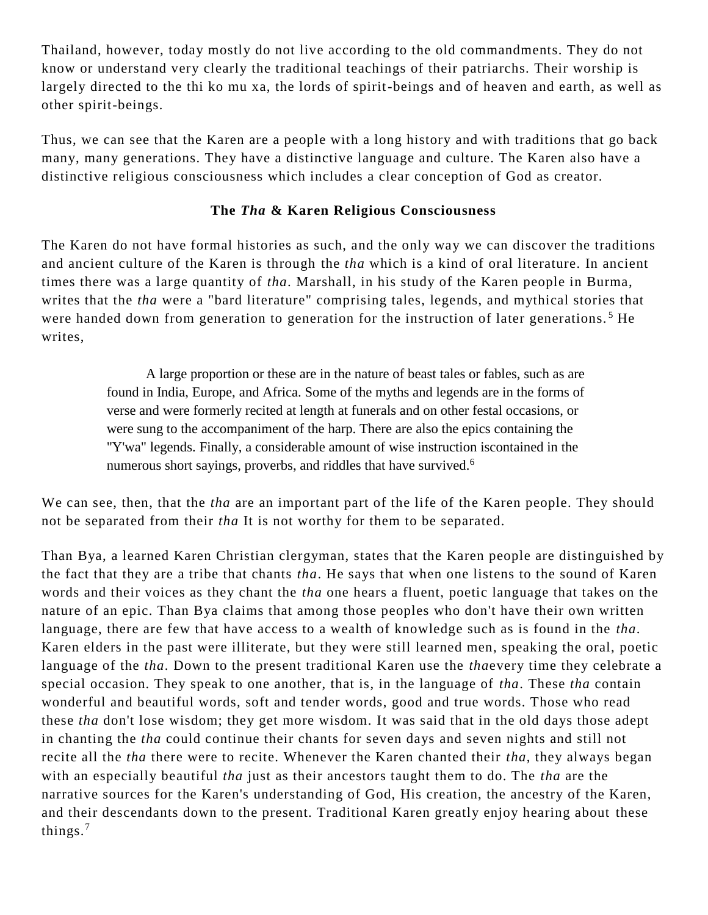Thailand, however, today mostly do not live according to the old commandments. They do not know or understand very clearly the traditional teachings of their patriarchs. Their worship is largely directed to the thi ko mu xa, the lords of spirit-beings and of heaven and earth, as well as other spirit-beings.

Thus, we can see that the Karen are a people with a long history and with traditions that go back many, many generations. They have a distinctive language and culture. The Karen also have a distinctive religious consciousness which includes a clear conception of God as creator.

### The *Tha* & Karen Religious Consciousness

The Karen do not have formal histories as such, and the only way we can discover the traditions and ancient culture of the Karen is through the *tha* which is a kind of oral literature. In ancient times there was a large quantity of *tha*. Marshall, in his study of the Karen people in Burma, writes that the *tha* were a "bard literature" comprising tales, legends, and mythical stories that were handed down from generation to generation for the instruction of later generations.[5] He writes,

> A large proportion or these are in the nature of beast tales or fables, such as are found in India, Europe, and Africa. Some of the myths and legends are in the forms of verse and were formerly recited at length at funerals and on other festal occasions, or were sung to the accompaniment of the harp. There are also the epics containing the "Y'wa" legends. Finally, a considerable amount of wise instruction iscontained in the numerous short sayings, proverbs, and riddles that have survived.[6]

We can see, then, that the *tha* are an important part of the life of the Karen people. They should not be separated from their *tha* It is not worthy for them to be separated.

Than Bya, a learned Karen Christian clergyman, states that the Karen people are distinguished by the fact that they are a tribe that chants *tha*. He says that when one listens to the sound of Karen words and their voices as they chant the *tha* one hears a fluent, poetic language that takes on the nature of an epic. Than Bya claims that among those peoples who don't have their own written language, there are few that have access to a wealth of knowledge such as is found in the *tha*. Karen elders in the past were illiterate, but they were still learned men, speaking the oral, poetic language of the *tha*. Down to the present traditional Karen use the *tha*every time they celebrate a special occasion. They speak to one another, that is, in the language of *tha*. These *tha* contain wonderful and beautiful words, soft and tender words, good and true words. Those who read these *tha* don't lose wisdom; they get more wisdom. It was said that in the old days those adept in chanting the *tha* could continue their chants for seven days and seven nights and still not recite all the *tha* there were to recite. Whenever the Karen chanted their *tha*, they always began with an especially beautiful *tha* just as their ancestors taught them to do. The *tha* are the narrative sources for the Karen's understanding of God, His creation, the ancestry of the Karen, and their descendants down to the present. Traditional Karen greatly enjoy hearing about these things.[7]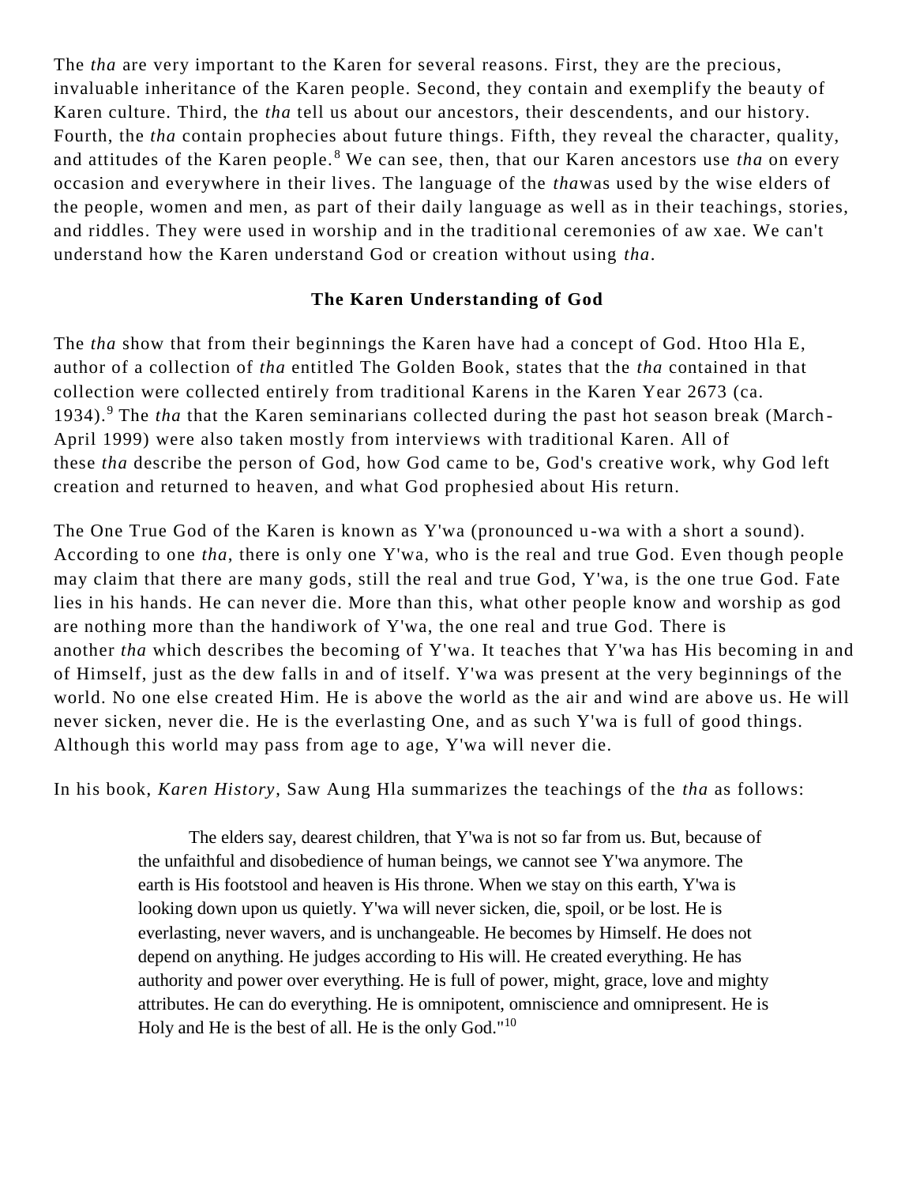The *tha* are very important to the Karen for several reasons. First, they are the precious, invaluable inheritance of the Karen people. Second, they contain and exemplify the beauty of Karen culture. Third, the *tha* tell us about our ancestors, their descendents, and our history. Fourth, the *tha* contain prophecies about future things. Fifth, they reveal the character, quality, and attitudes of the Karen people.[8] We can see, then, that our Karen ancestors use *tha* on every occasion and everywhere in their lives. The language of the *tha*was used by the wise elders of the people, women and men, as part of their daily language as well as in their teachings, stories, and riddles. They were used in worship and in the traditional ceremonies of aw xae. We can't understand how the Karen understand God or creation without using *tha*.

**The Karen Understanding of God**

The *tha* show that from their beginnings the Karen have had a concept of God. Htoo Hla E, author of a collection of *tha* entitled The Golden Book, states that the *tha* contained in that collection were collected entirely from traditional Karens in the Karen Year 2673 (ca. 1934).[9] The *tha* that the Karen seminarians collected during the past hot season break (March-April 1999) were also taken mostly from interviews with traditional Karen. All of these *tha* describe the person of God, how God came to be, God's creative work, why God left creation and returned to heaven, and what God prophesied about His return.

The One True God of the Karen is known as Y'wa (pronounced u-wa with a short a sound). According to one *tha*, there is only one Y'wa, who is the real and true God. Even though people may claim that there are many gods, still the real and true God, Y'wa, is the one true God. Fate lies in his hands. He can never die. More than this, what other people know and worship as god are nothing more than the handiwork of Y'wa, the one real and true God. There is another *tha* which describes the becoming of Y'wa. It teaches that Y'wa has His becoming in and of Himself, just as the dew falls in and of itself. Y'wa was present at the very beginnings of the world. No one else created Him. He is above the world as the air and wind are above us. He will never sicken, never die. He is the everlasting One, and as such Y'wa is full of good things. Although this world may pass from age to age, Y'wa will never die.

In his book, *Karen History*, Saw Aung Hla summarizes the teachings of the *tha* as follows:

> The elders say, dearest children, that Y'wa is not so far from us. But, because of the unfaithful and disobedience of human beings, we cannot see Y'wa anymore. The earth is His footstool and heaven is His throne. When we stay on this earth, Y'wa is looking down upon us quietly. Y'wa will never sicken, die, spoil, or be lost. He is everlasting, never wavers, and is unchangeable. He becomes by Himself. He does not depend on anything. He judges according to His will. He created everything. He has authority and power over everything. He is full of power, might, grace, love and mighty attributes. He can do everything. He is omnipotent, omniscience and omnipresent. He is Holy and He is the best of all. He is the only God."[10]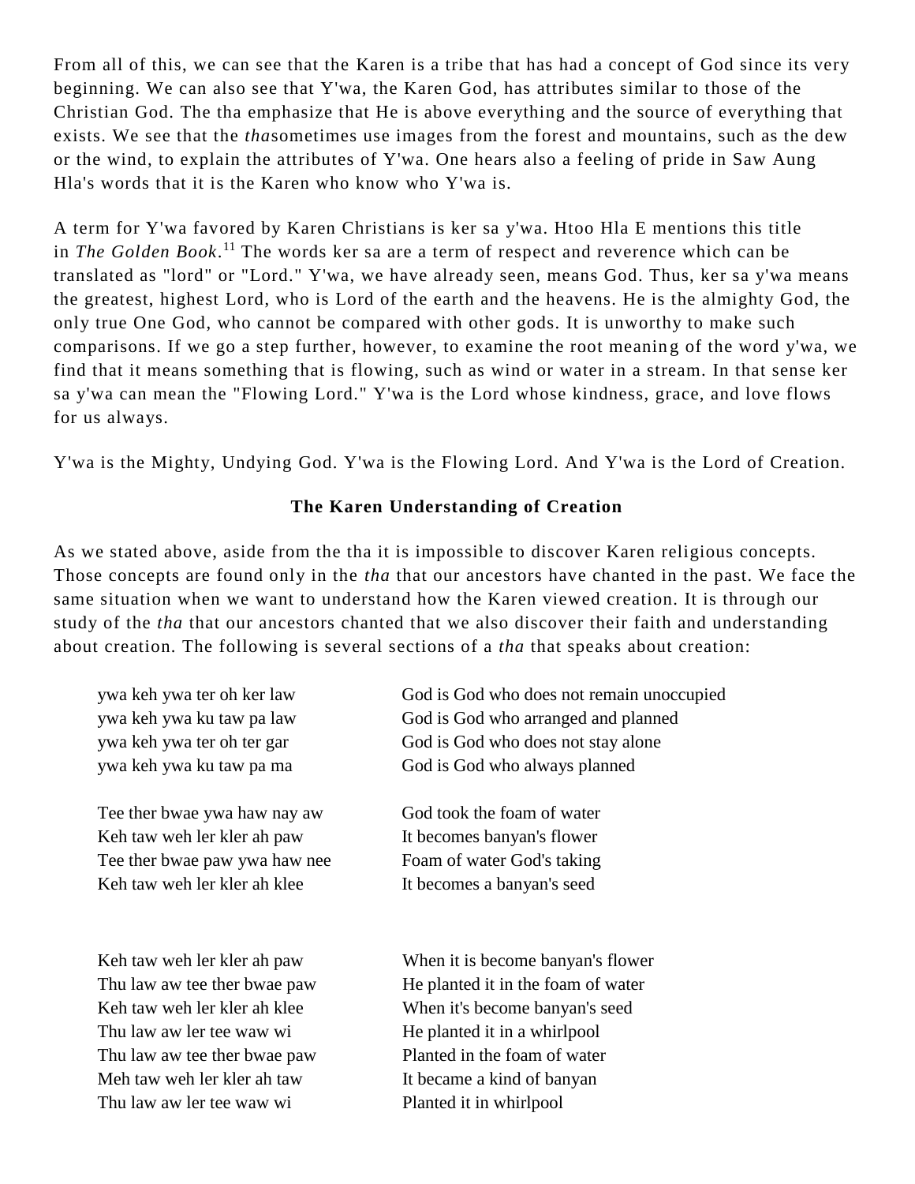From all of this, we can see that the Karen is a tribe that has had a concept of God since its very beginning. We can also see that Y'wa, the Karen God, has attributes similar to those of the Christian God. The tha emphasize that He is above everything and the source of everything that exists. We see that the *tha*sometimes use images from the forest and mountains, such as the dew or the wind, to explain the attributes of Y'wa. One hears also a feeling of pride in Saw Aung Hla's words that it is the Karen who know who Y'wa is.

A term for Y'wa favored by Karen Christians is ker sa y'wa. Htoo Hla E mentions this title in *The Golden Book*.[11] The words ker sa are a term of respect and reverence which can be translated as "lord" or "Lord." Y'wa, we have already seen, means God. Thus, ker sa y'wa means the greatest, highest Lord, who is Lord of the earth and the heavens. He is the almighty God, the only true One God, who cannot be compared with other gods. It is unworthy to make such comparisons. If we go a step further, however, to examine the root meaning of the word y'wa, we find that it means something that is flowing, such as wind or water in a stream. In that sense ker sa y'wa can mean the "Flowing Lord." Y'wa is the Lord whose kindness, grace, and love flows for us always.

Y'wa is the Mighty, Undying God. Y'wa is the Flowing Lord. And Y'wa is the Lord of Creation.

**The Karen Understanding of Creation**

As we stated above, aside from the tha it is impossible to discover Karen religious concepts. Those concepts are found only in the *tha* that our ancestors have chanted in the past. We face the same situation when we want to understand how the Karen viewed creation. It is through our study of the *tha* that our ancestors chanted that we also discover their faith and understanding about creation. The following is several sections of a *tha* that speaks about creation:

| | |
|---|---|
| ywa keh ywa ter oh ker law | God is God who does not remain unoccupied |
| ywa keh ywa ku taw pa law | God is God who arranged and planned |
| ywa keh ywa ter oh ter gar | God is God who does not stay alone |
| ywa keh ywa ku taw pa ma | God is God who always planned |

| | |
|---|---|
| Tee ther bwae ywa haw nay aw | God took the foam of water |
| Keh taw weh ler kler ah paw | It becomes banyan's flower |
| Tee ther bwae paw ywa haw nee | Foam of water God's taking |
| Keh taw weh ler kler ah klee | It becomes a banyan's seed |

| | |
|---|---|
| Keh taw weh ler kler ah paw | When it is become banyan's flower |
| Thu law aw tee ther bwae paw | He planted it in the foam of water |
| Keh taw weh ler kler ah klee | When it's become banyan's seed |
| Thu law aw ler tee waw wi | He planted it in a whirlpool |
| Thu law aw tee ther bwae paw | Planted in the foam of water |
| Meh taw weh ler kler ah taw | It became a kind of banyan |
| Thu law aw ler tee waw wi | Planted it in whirlpool |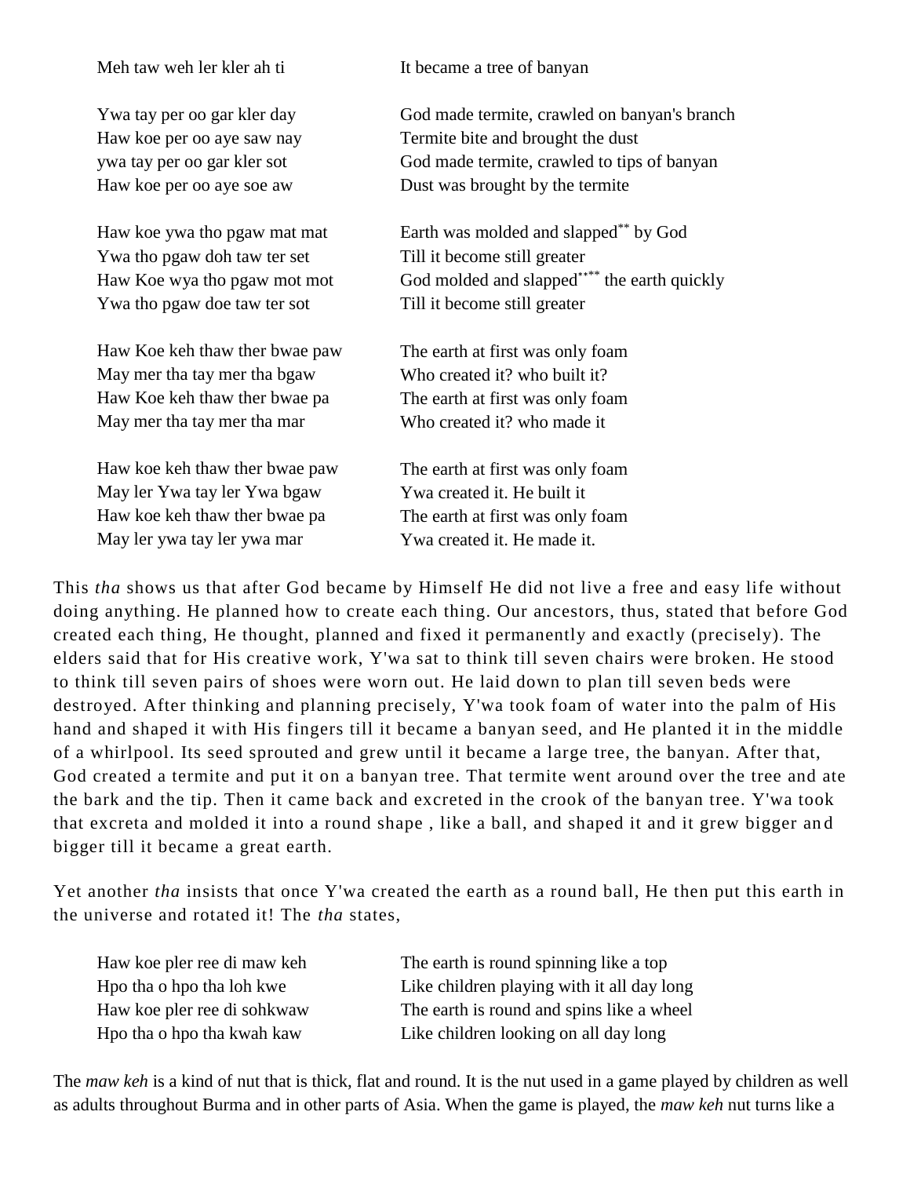| | |
|---|---|
| Meh taw weh ler kler ah ti | It became a tree of banyan |
| | |
| Ywa tay per oo gar kler day | God made termite, crawled on banyan's branch |
| Haw koe per oo aye saw nay | Termite bite and brought the dust |
| ywa tay per oo gar kler sot | God made termite, crawled to tips of banyan |
| Haw koe per oo aye soe aw | Dust was brought by the termite |
| | |
| Haw koe ywa tho pgaw mat mat | Earth was molded and slapped** by God |
| Ywa tho pgaw doh taw ter set | Till it become still greater |
| Haw Koe wya tho pgaw mot mot | God molded and slapped**** the earth quickly |
| Ywa tho pgaw doe taw ter sot | Till it become still greater |
| | |
| Haw Koe keh thaw ther bwae paw | The earth at first was only foam |
| May mer tha tay mer tha bgaw | Who created it? who built it? |
| Haw Koe keh thaw ther bwae pa | The earth at first was only foam |
| May mer tha tay mer tha mar | Who created it? who made it |
| | |
| Haw koe keh thaw ther bwae paw | The earth at first was only foam |
| May ler Ywa tay ler Ywa bgaw | Ywa created it. He built it |
| Haw koe keh thaw ther bwae pa | The earth at first was only foam |
| May ler ywa tay ler ywa mar | Ywa created it. He made it. |

This *tha* shows us that after God became by Himself He did not live a free and easy life without doing anything. He planned how to create each thing. Our ancestors, thus, stated that before God created each thing, He thought, planned and fixed it permanently and exactly (precisely). The elders said that for His creative work, Y'wa sat to think till seven chairs were broken. He stood to think till seven pairs of shoes were worn out. He laid down to plan till seven beds were destroyed. After thinking and planning precisely, Y'wa took foam of water into the palm of His hand and shaped it with His fingers till it became a banyan seed, and He planted it in the middle of a whirlpool. Its seed sprouted and grew until it became a large tree, the banyan. After that, God created a termite and put it on a banyan tree. That termite went around over the tree and ate the bark and the tip. Then it came back and excreted in the crook of the banyan tree. Y'wa took that excreta and molded it into a round shape , like a ball, and shaped it and it grew bigger and bigger till it became a great earth.

Yet another *tha* insists that once Y'wa created the earth as a round ball, He then put this earth in the universe and rotated it! The *tha* states,

| | |
|---|---|
| Haw koe pler ree di maw keh | The earth is round spinning like a top |
| Hpo tha o hpo tha loh kwe | Like children playing with it all day long |
| Haw koe pler ree di sohkwaw | The earth is round and spins like a wheel |
| Hpo tha o hpo tha kwah kaw | Like children looking on all day long |

The *maw keh* is a kind of nut that is thick, flat and round. It is the nut used in a game played by children as well as adults throughout Burma and in other parts of Asia. When the game is played, the *maw keh* nut turns like a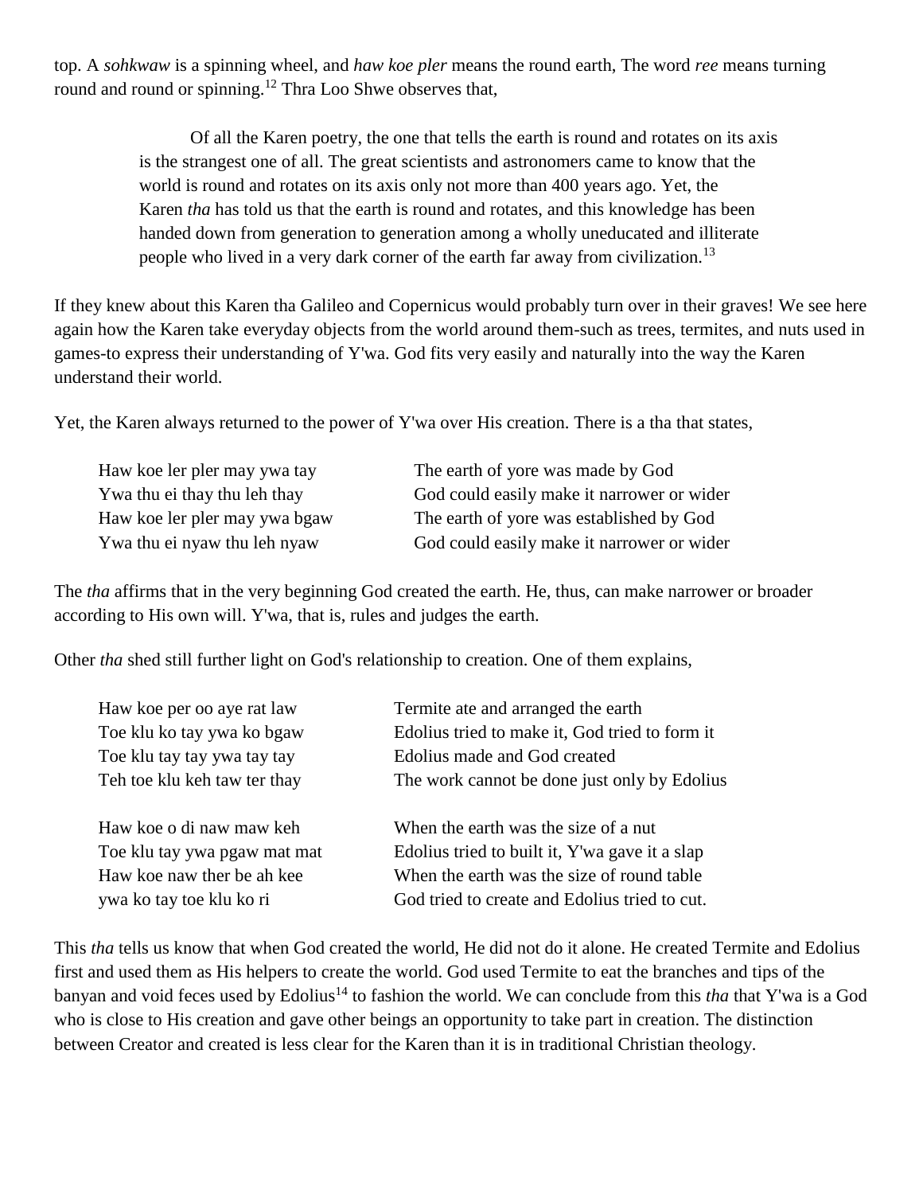top. A *sohkwaw* is a spinning wheel, and *haw koe pler* means the round earth, The word *ree* means turning round and round or spinning.[12] Thra Loo Shwe observes that,

> Of all the Karen poetry, the one that tells the earth is round and rotates on its axis is the strangest one of all. The great scientists and astronomers came to know that the world is round and rotates on its axis only not more than 400 years ago. Yet, the Karen *tha* has told us that the earth is round and rotates, and this knowledge has been handed down from generation to generation among a wholly uneducated and illiterate people who lived in a very dark corner of the earth far away from civilization.[13]

If they knew about this Karen tha Galileo and Copernicus would probably turn over in their graves! We see here again how the Karen take everyday objects from the world around them-such as trees, termites, and nuts used in games-to express their understanding of Y'wa. God fits very easily and naturally into the way the Karen understand their world.

Yet, the Karen always returned to the power of Y'wa over His creation. There is a tha that states,

| | |
|---|---|
| Haw koe ler pler may ywa tay | The earth of yore was made by God |
| Ywa thu ei thay thu leh thay | God could easily make it narrower or wider |
| Haw koe ler pler may ywa bgaw | The earth of yore was established by God |
| Ywa thu ei nyaw thu leh nyaw | God could easily make it narrower or wider |

The *tha* affirms that in the very beginning God created the earth. He, thus, can make narrower or broader according to His own will. Y'wa, that is, rules and judges the earth.

Other *tha* shed still further light on God's relationship to creation. One of them explains,

| | |
|---|---|
| Haw koe per oo aye rat law | Termite ate and arranged the earth |
| Toe klu ko tay ywa ko bgaw | Edolius tried to make it, God tried to form it |
| Toe klu tay tay ywa tay tay | Edolius made and God created |
| Teh toe klu keh taw ter thay | The work cannot be done just only by Edolius |
| | |
| Haw koe o di naw maw keh | When the earth was the size of a nut |
| Toe klu tay ywa pgaw mat mat | Edolius tried to built it, Y'wa gave it a slap |
| Haw koe naw ther be ah kee | When the earth was the size of round table |
| ywa ko tay toe klu ko ri | God tried to create and Edolius tried to cut. |

This *tha* tells us know that when God created the world, He did not do it alone. He created Termite and Edolius first and used them as His helpers to create the world. God used Termite to eat the branches and tips of the banyan and void feces used by Edolius[14] to fashion the world. We can conclude from this *tha* that Y'wa is a God who is close to His creation and gave other beings an opportunity to take part in creation. The distinction between Creator and created is less clear for the Karen than it is in traditional Christian theology.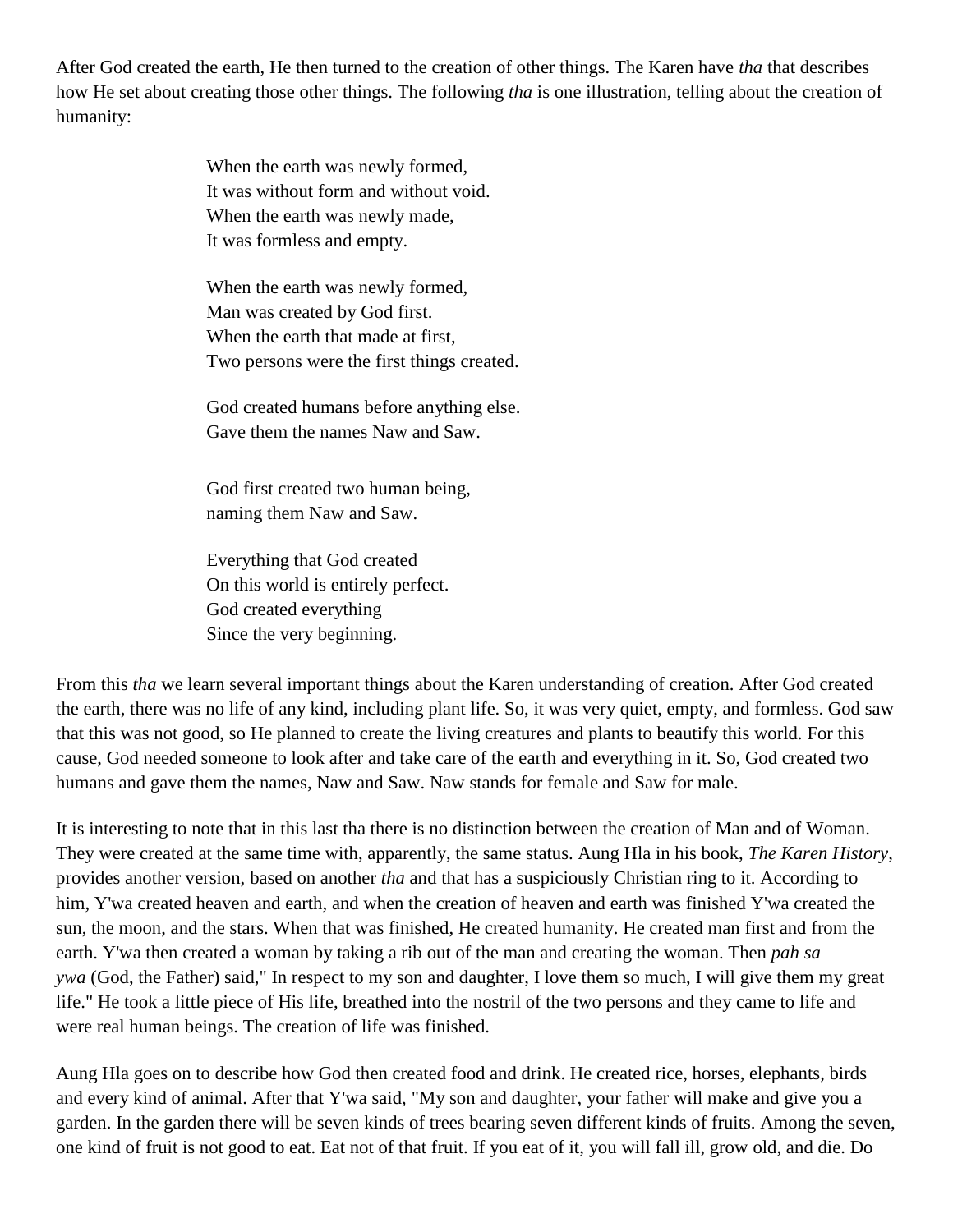After God created the earth, He then turned to the creation of other things. The Karen have *tha* that describes how He set about creating those other things. The following *tha* is one illustration, telling about the creation of humanity:

> When the earth was newly formed,  
> It was without form and without void.  
> When the earth was newly made,  
> It was formless and empty.
>
> When the earth was newly formed,  
> Man was created by God first.  
> When the earth that made at first,  
> Two persons were the first things created.
>
> God created humans before anything else.  
> Gave them the names Naw and Saw.
>
> God first created two human being,  
> naming them Naw and Saw.
>
> Everything that God created  
> On this world is entirely perfect.  
> God created everything  
> Since the very beginning.

From this *tha* we learn several important things about the Karen understanding of creation. After God created the earth, there was no life of any kind, including plant life. So, it was very quiet, empty, and formless. God saw that this was not good, so He planned to create the living creatures and plants to beautify this world. For this cause, God needed someone to look after and take care of the earth and everything in it. So, God created two humans and gave them the names, Naw and Saw. Naw stands for female and Saw for male.

It is interesting to note that in this last tha there is no distinction between the creation of Man and of Woman. They were created at the same time with, apparently, the same status. Aung Hla in his book, *The Karen History*, provides another version, based on another *tha* and that has a suspiciously Christian ring to it. According to him, Y'wa created heaven and earth, and when the creation of heaven and earth was finished Y'wa created the sun, the moon, and the stars. When that was finished, He created humanity. He created man first and from the earth. Y'wa then created a woman by taking a rib out of the man and creating the woman. Then *pah sa ywa* (God, the Father) said," In respect to my son and daughter, I love them so much, I will give them my great life." He took a little piece of His life, breathed into the nostril of the two persons and they came to life and were real human beings. The creation of life was finished.

Aung Hla goes on to describe how God then created food and drink. He created rice, horses, elephants, birds and every kind of animal. After that Y'wa said, "My son and daughter, your father will make and give you a garden. In the garden there will be seven kinds of trees bearing seven different kinds of fruits. Among the seven, one kind of fruit is not good to eat. Eat not of that fruit. If you eat of it, you will fall ill, grow old, and die. Do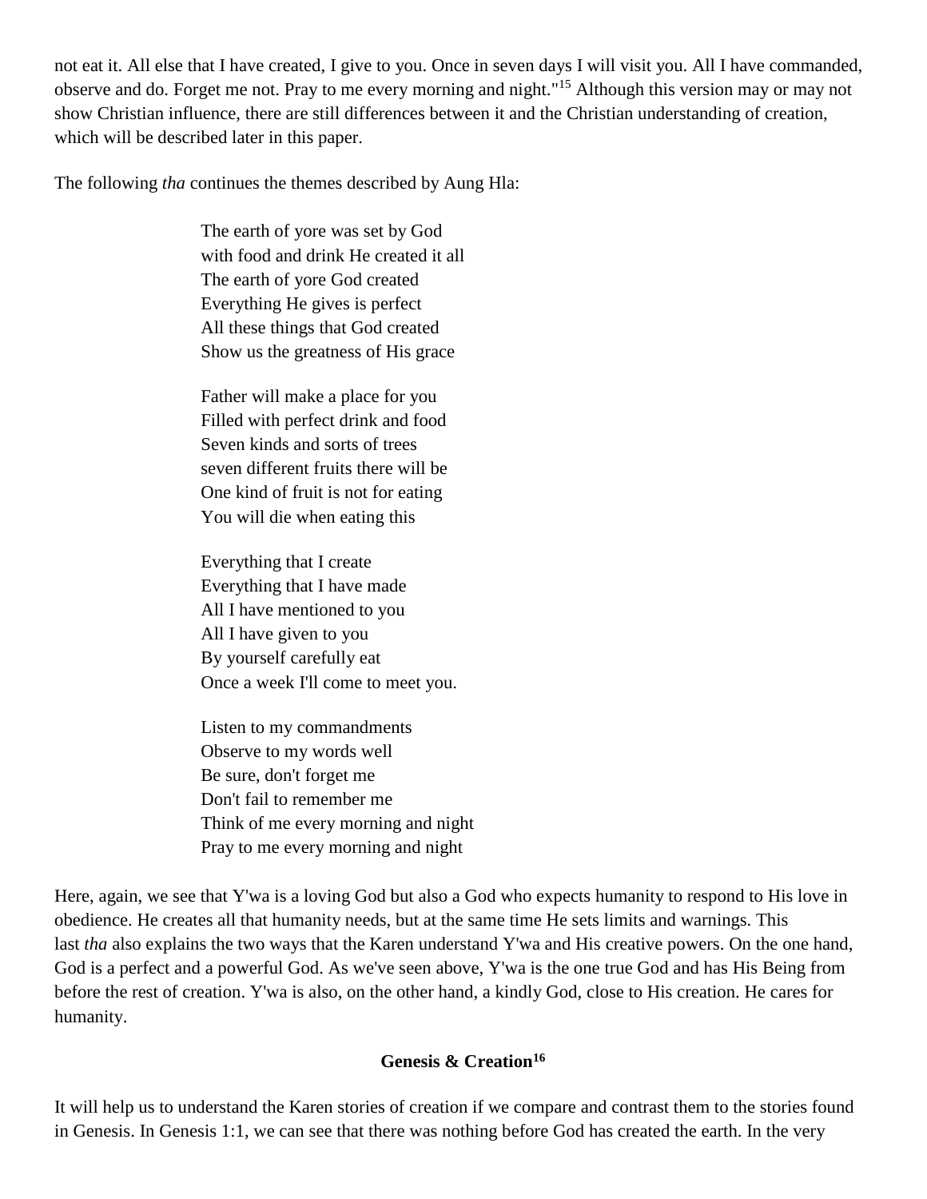not eat it. All else that I have created, I give to you. Once in seven days I will visit you. All I have commanded, observe and do. Forget me not. Pray to me every morning and night."[15] Although this version may or may not show Christian influence, there are still differences between it and the Christian understanding of creation, which will be described later in this paper.

The following *tha* continues the themes described by Aung Hla:

> The earth of yore was set by God  
> with food and drink He created it all  
> The earth of yore God created  
> Everything He gives is perfect  
> All these things that God created  
> Show us the greatness of His grace
>
> Father will make a place for you  
> Filled with perfect drink and food  
> Seven kinds and sorts of trees  
> seven different fruits there will be  
> One kind of fruit is not for eating  
> You will die when eating this
>
> Everything that I create  
> Everything that I have made  
> All I have mentioned to you  
> All I have given to you  
> By yourself carefully eat  
> Once a week I'll come to meet you.
>
> Listen to my commandments  
> Observe to my words well  
> Be sure, don't forget me  
> Don't fail to remember me  
> Think of me every morning and night  
> Pray to me every morning and night

Here, again, we see that Y'wa is a loving God but also a God who expects humanity to respond to His love in obedience. He creates all that humanity needs, but at the same time He sets limits and warnings. This last *tha* also explains the two ways that the Karen understand Y'wa and His creative powers. On the one hand, God is a perfect and a powerful God. As we've seen above, Y'wa is the one true God and has His Being from before the rest of creation. Y'wa is also, on the other hand, a kindly God, close to His creation. He cares for humanity.

### Genesis & Creation[16]

It will help us to understand the Karen stories of creation if we compare and contrast them to the stories found in Genesis. In Genesis 1:1, we can see that there was nothing before God has created the earth. In the very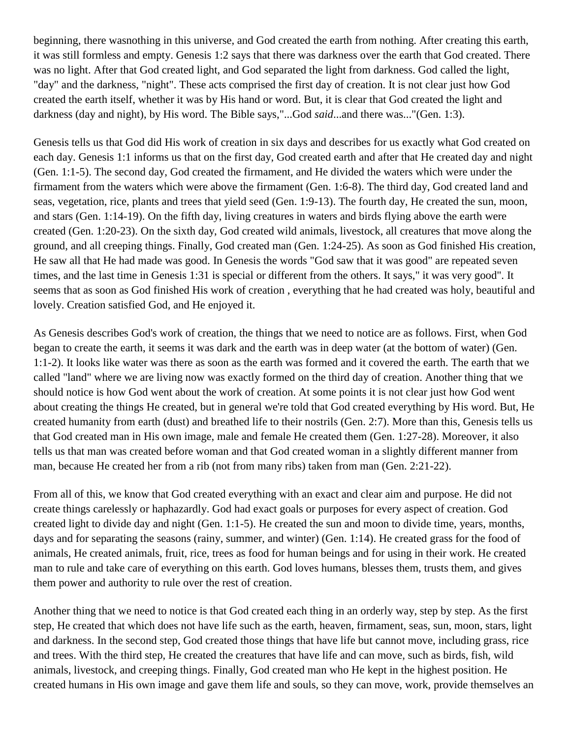beginning, there wasnothing in this universe, and God created the earth from nothing. After creating this earth, it was still formless and empty. Genesis 1:2 says that there was darkness over the earth that God created. There was no light. After that God created light, and God separated the light from darkness. God called the light, "day" and the darkness, "night". These acts comprised the first day of creation. It is not clear just how God created the earth itself, whether it was by His hand or word. But, it is clear that God created the light and darkness (day and night), by His word. The Bible says,"...God *said*...and there was..."(Gen. 1:3).

Genesis tells us that God did His work of creation in six days and describes for us exactly what God created on each day. Genesis 1:1 informs us that on the first day, God created earth and after that He created day and night (Gen. 1:1-5). The second day, God created the firmament, and He divided the waters which were under the firmament from the waters which were above the firmament (Gen. 1:6-8). The third day, God created land and seas, vegetation, rice, plants and trees that yield seed (Gen. 1:9-13). The fourth day, He created the sun, moon, and stars (Gen. 1:14-19). On the fifth day, living creatures in waters and birds flying above the earth were created (Gen. 1:20-23). On the sixth day, God created wild animals, livestock, all creatures that move along the ground, and all creeping things. Finally, God created man (Gen. 1:24-25). As soon as God finished His creation, He saw all that He had made was good. In Genesis the words "God saw that it was good" are repeated seven times, and the last time in Genesis 1:31 is special or different from the others. It says," it was very good". It seems that as soon as God finished His work of creation , everything that he had created was holy, beautiful and lovely. Creation satisfied God, and He enjoyed it.

As Genesis describes God's work of creation, the things that we need to notice are as follows. First, when God began to create the earth, it seems it was dark and the earth was in deep water (at the bottom of water) (Gen. 1:1-2). It looks like water was there as soon as the earth was formed and it covered the earth. The earth that we called "land" where we are living now was exactly formed on the third day of creation. Another thing that we should notice is how God went about the work of creation. At some points it is not clear just how God went about creating the things He created, but in general we're told that God created everything by His word. But, He created humanity from earth (dust) and breathed life to their nostrils (Gen. 2:7). More than this, Genesis tells us that God created man in His own image, male and female He created them (Gen. 1:27-28). Moreover, it also tells us that man was created before woman and that God created woman in a slightly different manner from man, because He created her from a rib (not from many ribs) taken from man (Gen. 2:21-22).

From all of this, we know that God created everything with an exact and clear aim and purpose. He did not create things carelessly or haphazardly. God had exact goals or purposes for every aspect of creation. God created light to divide day and night (Gen. 1:1-5). He created the sun and moon to divide time, years, months, days and for separating the seasons (rainy, summer, and winter) (Gen. 1:14). He created grass for the food of animals, He created animals, fruit, rice, trees as food for human beings and for using in their work. He created man to rule and take care of everything on this earth. God loves humans, blesses them, trusts them, and gives them power and authority to rule over the rest of creation.

Another thing that we need to notice is that God created each thing in an orderly way, step by step. As the first step, He created that which does not have life such as the earth, heaven, firmament, seas, sun, moon, stars, light and darkness. In the second step, God created those things that have life but cannot move, including grass, rice and trees. With the third step, He created the creatures that have life and can move, such as birds, fish, wild animals, livestock, and creeping things. Finally, God created man who He kept in the highest position. He created humans in His own image and gave them life and souls, so they can move, work, provide themselves an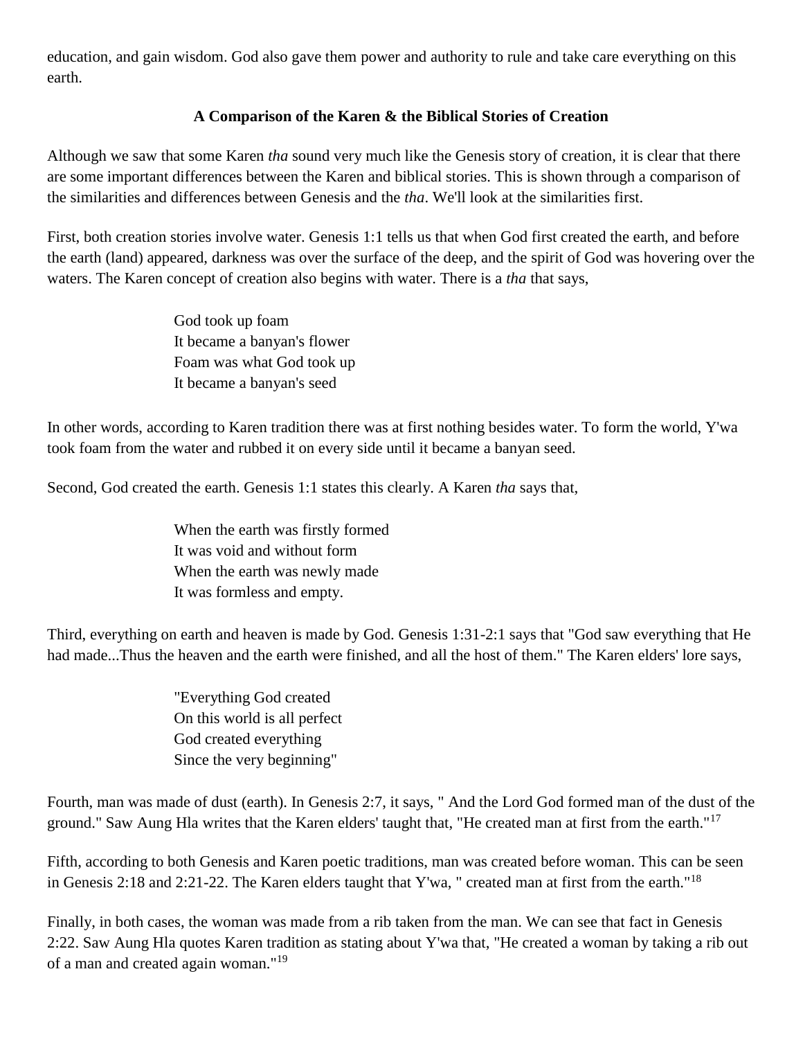education, and gain wisdom. God also gave them power and authority to rule and take care everything on this earth.

### A Comparison of the Karen & the Biblical Stories of Creation

Although we saw that some Karen *tha* sound very much like the Genesis story of creation, it is clear that there are some important differences between the Karen and biblical stories. This is shown through a comparison of the similarities and differences between Genesis and the *tha*. We'll look at the similarities first.

First, both creation stories involve water. Genesis 1:1 tells us that when God first created the earth, and before the earth (land) appeared, darkness was over the surface of the deep, and the spirit of God was hovering over the waters. The Karen concept of creation also begins with water. There is a *tha* that says,

> God took up foam
> It became a banyan's flower
> Foam was what God took up
> It became a banyan's seed

In other words, according to Karen tradition there was at first nothing besides water. To form the world, Y'wa took foam from the water and rubbed it on every side until it became a banyan seed.

Second, God created the earth. Genesis 1:1 states this clearly. A Karen *tha* says that,

> When the earth was firstly formed
> It was void and without form
> When the earth was newly made
> It was formless and empty.

Third, everything on earth and heaven is made by God. Genesis 1:31-2:1 says that "God saw everything that He had made...Thus the heaven and the earth were finished, and all the host of them." The Karen elders' lore says,

> "Everything God created
> On this world is all perfect
> God created everything
> Since the very beginning"

Fourth, man was made of dust (earth). In Genesis 2:7, it says, " And the Lord God formed man of the dust of the ground." Saw Aung Hla writes that the Karen elders' taught that, "He created man at first from the earth."[17]

Fifth, according to both Genesis and Karen poetic traditions, man was created before woman. This can be seen in Genesis 2:18 and 2:21-22. The Karen elders taught that Y'wa, " created man at first from the earth."[18]

Finally, in both cases, the woman was made from a rib taken from the man. We can see that fact in Genesis 2:22. Saw Aung Hla quotes Karen tradition as stating about Y'wa that, "He created a woman by taking a rib out of a man and created again woman."[19]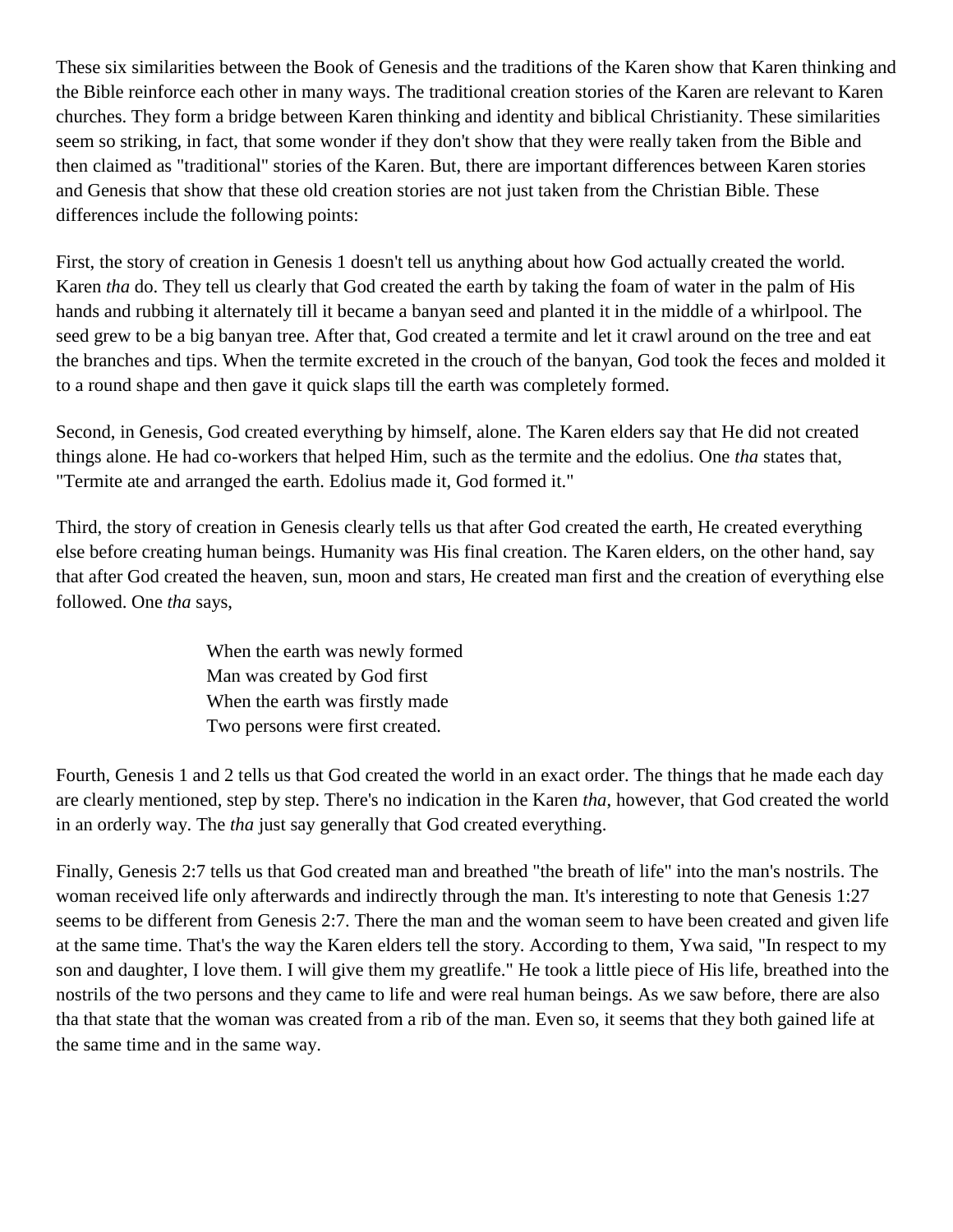These six similarities between the Book of Genesis and the traditions of the Karen show that Karen thinking and the Bible reinforce each other in many ways. The traditional creation stories of the Karen are relevant to Karen churches. They form a bridge between Karen thinking and identity and biblical Christianity. These similarities seem so striking, in fact, that some wonder if they don't show that they were really taken from the Bible and then claimed as "traditional" stories of the Karen. But, there are important differences between Karen stories and Genesis that show that these old creation stories are not just taken from the Christian Bible. These differences include the following points:

First, the story of creation in Genesis 1 doesn't tell us anything about how God actually created the world. Karen *tha* do. They tell us clearly that God created the earth by taking the foam of water in the palm of His hands and rubbing it alternately till it became a banyan seed and planted it in the middle of a whirlpool. The seed grew to be a big banyan tree. After that, God created a termite and let it crawl around on the tree and eat the branches and tips. When the termite excreted in the crouch of the banyan, God took the feces and molded it to a round shape and then gave it quick slaps till the earth was completely formed.

Second, in Genesis, God created everything by himself, alone. The Karen elders say that He did not created things alone. He had co-workers that helped Him, such as the termite and the edolius. One *tha* states that, "Termite ate and arranged the earth. Edolius made it, God formed it."

Third, the story of creation in Genesis clearly tells us that after God created the earth, He created everything else before creating human beings. Humanity was His final creation. The Karen elders, on the other hand, say that after God created the heaven, sun, moon and stars, He created man first and the creation of everything else followed. One *tha* says,

> When the earth was newly formed
> Man was created by God first
> When the earth was firstly made
> Two persons were first created.

Fourth, Genesis 1 and 2 tells us that God created the world in an exact order. The things that he made each day are clearly mentioned, step by step. There's no indication in the Karen *tha*, however, that God created the world in an orderly way. The *tha* just say generally that God created everything.

Finally, Genesis 2:7 tells us that God created man and breathed "the breath of life" into the man's nostrils. The woman received life only afterwards and indirectly through the man. It's interesting to note that Genesis 1:27 seems to be different from Genesis 2:7. There the man and the woman seem to have been created and given life at the same time. That's the way the Karen elders tell the story. According to them, Ywa said, "In respect to my son and daughter, I love them. I will give them my greatlife." He took a little piece of His life, breathed into the nostrils of the two persons and they came to life and were real human beings. As we saw before, there are also tha that state that the woman was created from a rib of the man. Even so, it seems that they both gained life at the same time and in the same way.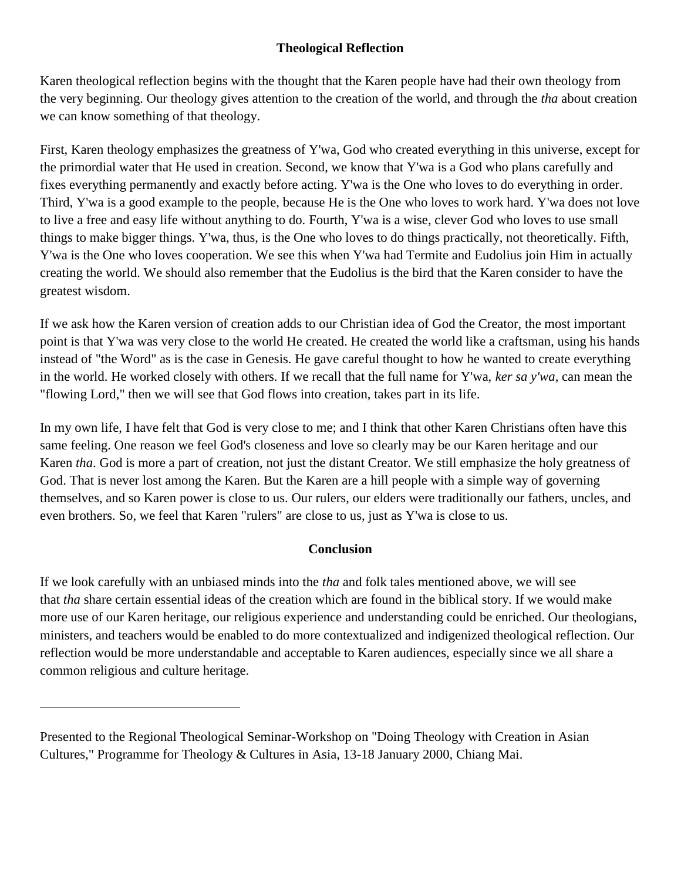## Theological Reflection

Karen theological reflection begins with the thought that the Karen people have had their own theology from the very beginning. Our theology gives attention to the creation of the world, and through the *tha* about creation we can know something of that theology.

First, Karen theology emphasizes the greatness of Y'wa, God who created everything in this universe, except for the primordial water that He used in creation. Second, we know that Y'wa is a God who plans carefully and fixes everything permanently and exactly before acting. Y'wa is the One who loves to do everything in order. Third, Y'wa is a good example to the people, because He is the One who loves to work hard. Y'wa does not love to live a free and easy life without anything to do. Fourth, Y'wa is a wise, clever God who loves to use small things to make bigger things. Y'wa, thus, is the One who loves to do things practically, not theoretically. Fifth, Y'wa is the One who loves cooperation. We see this when Y'wa had Termite and Eudolius join Him in actually creating the world. We should also remember that the Eudolius is the bird that the Karen consider to have the greatest wisdom.

If we ask how the Karen version of creation adds to our Christian idea of God the Creator, the most important point is that Y'wa was very close to the world He created. He created the world like a craftsman, using his hands instead of "the Word" as is the case in Genesis. He gave careful thought to how he wanted to create everything in the world. He worked closely with others. If we recall that the full name for Y'wa, *ker sa y'wa*, can mean the "flowing Lord," then we will see that God flows into creation, takes part in its life.

In my own life, I have felt that God is very close to me; and I think that other Karen Christians often have this same feeling. One reason we feel God's closeness and love so clearly may be our Karen heritage and our Karen *tha*. God is more a part of creation, not just the distant Creator. We still emphasize the holy greatness of God. That is never lost among the Karen. But the Karen are a hill people with a simple way of governing themselves, and so Karen power is close to us. Our rulers, our elders were traditionally our fathers, uncles, and even brothers. So, we feel that Karen "rulers" are close to us, just as Y'wa is close to us.

## Conclusion

If we look carefully with an unbiased minds into the *tha* and folk tales mentioned above, we will see that *tha* share certain essential ideas of the creation which are found in the biblical story. If we would make more use of our Karen heritage, our religious experience and understanding could be enriched. Our theologians, ministers, and teachers would be enabled to do more contextualized and indigenized theological reflection. Our reflection would be more understandable and acceptable to Karen audiences, especially since we all share a common religious and culture heritage.

---

Presented to the Regional Theological Seminar-Workshop on "Doing Theology with Creation in Asian Cultures," Programme for Theology & Cultures in Asia, 13-18 January 2000, Chiang Mai.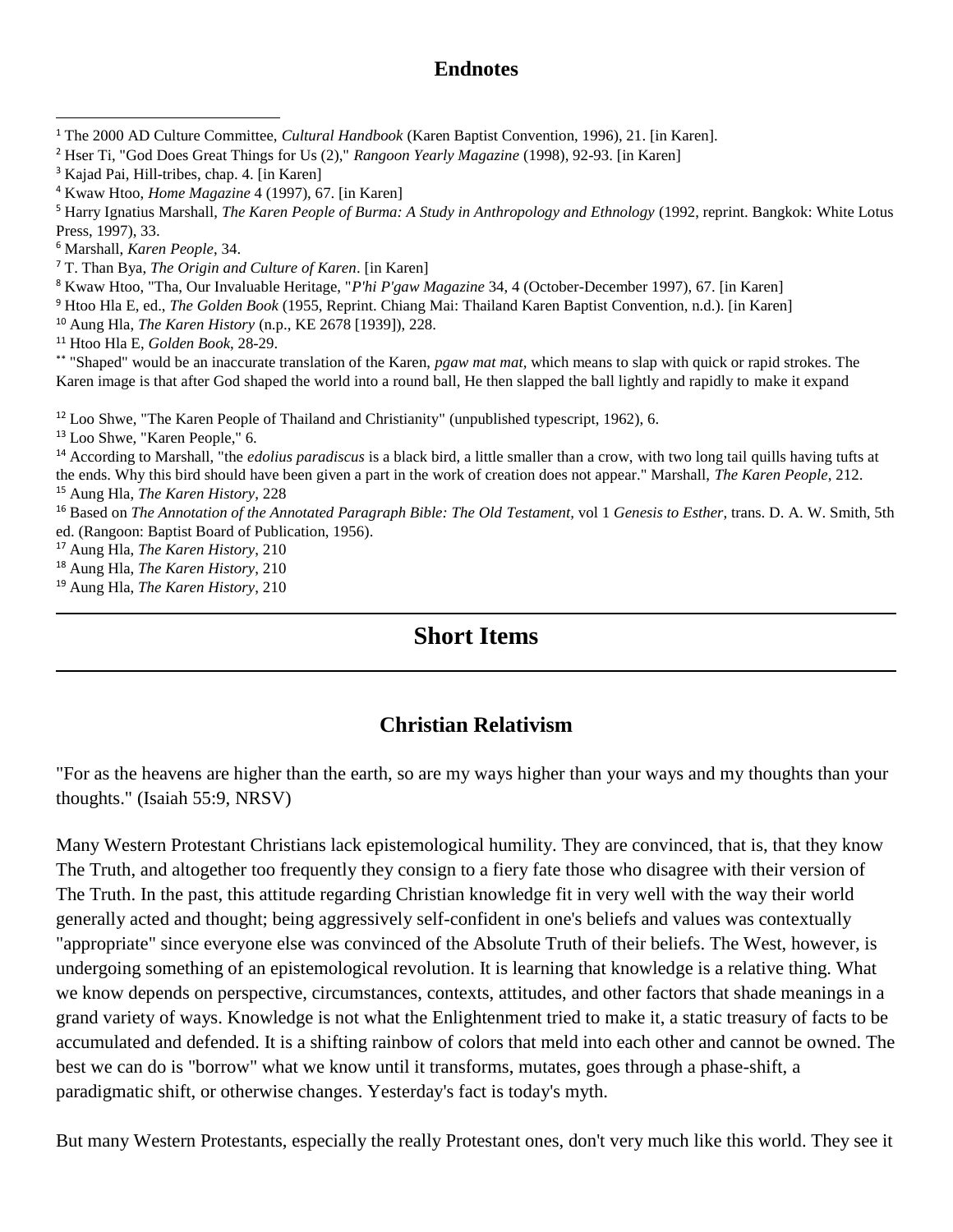## Endnotes

[1] The 2000 AD Culture Committee, *Cultural Handbook* (Karen Baptist Convention, 1996), 21. [in Karen].

[2] Hser Ti, "God Does Great Things for Us (2)," *Rangoon Yearly Magazine* (1998), 92-93. [in Karen]

[3] Kajad Pai, Hill-tribes, chap. 4. [in Karen]

[4] Kwaw Htoo, *Home Magazine* 4 (1997), 67. [in Karen]

[5] Harry Ignatius Marshall, *The Karen People of Burma: A Study in Anthropology and Ethnology* (1992, reprint. Bangkok: White Lotus Press, 1997), 33.

[6] Marshall, *Karen People*, 34.

[7] T. Than Bya, *The Origin and Culture of Karen*. [in Karen]

[8] Kwaw Htoo, "Tha, Our Invaluable Heritage, "*P'hi P'gaw Magazine* 34, 4 (October-December 1997), 67. [in Karen]

[9] Htoo Hla E, ed., *The Golden Book* (1955, Reprint. Chiang Mai: Thailand Karen Baptist Convention, n.d.). [in Karen]

[10] Aung Hla, *The Karen History* (n.p., KE 2678 [1939]), 228.

[11] Htoo Hla E, *Golden Book*, 28-29.

[**] "Shaped" would be an inaccurate translation of the Karen, *pgaw mat mat,* which means to slap with quick or rapid strokes. The Karen image is that after God shaped the world into a round ball, He then slapped the ball lightly and rapidly to make it expand

[12] Loo Shwe, "The Karen People of Thailand and Christianity" (unpublished typescript, 1962), 6.

[13] Loo Shwe, "Karen People," 6.

[14] According to Marshall, "the *edolius paradiscus* is a black bird, a little smaller than a crow, with two long tail quills having tufts at the ends. Why this bird should have been given a part in the work of creation does not appear." Marshall, *The Karen People*, 212.

[15] Aung Hla, *The Karen History*, 228

[16] Based on *The Annotation of the Annotated Paragraph Bible: The Old Testament*, vol 1 *Genesis to Esther*, trans. D. A. W. Smith, 5th ed. (Rangoon: Baptist Board of Publication, 1956).

[17] Aung Hla, *The Karen History*, 210

[18] Aung Hla, *The Karen History*, 210

[19] Aung Hla, *The Karen History*, 210

# Short Items

## Christian Relativism

"For as the heavens are higher than the earth, so are my ways higher than your ways and my thoughts than your thoughts." (Isaiah 55:9, NRSV)

Many Western Protestant Christians lack epistemological humility. They are convinced, that is, that they know The Truth, and altogether too frequently they consign to a fiery fate those who disagree with their version of The Truth. In the past, this attitude regarding Christian knowledge fit in very well with the way their world generally acted and thought; being aggressively self-confident in one's beliefs and values was contextually "appropriate" since everyone else was convinced of the Absolute Truth of their beliefs. The West, however, is undergoing something of an epistemological revolution. It is learning that knowledge is a relative thing. What we know depends on perspective, circumstances, contexts, attitudes, and other factors that shade meanings in a grand variety of ways. Knowledge is not what the Enlightenment tried to make it, a static treasury of facts to be accumulated and defended. It is a shifting rainbow of colors that meld into each other and cannot be owned. The best we can do is "borrow" what we know until it transforms, mutates, goes through a phase-shift, a paradigmatic shift, or otherwise changes. Yesterday's fact is today's myth.

But many Western Protestants, especially the really Protestant ones, don't very much like this world. They see it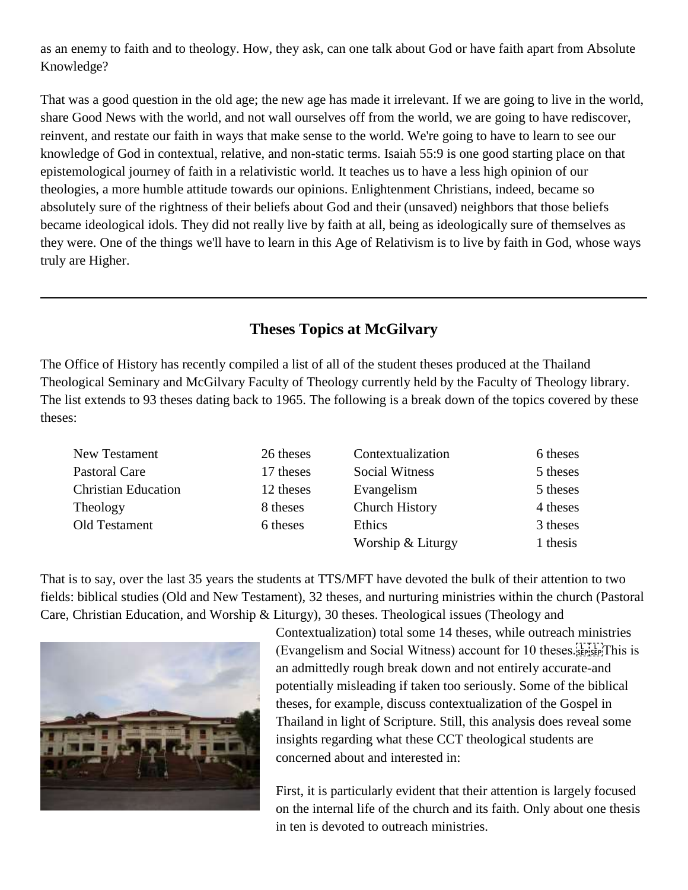as an enemy to faith and to theology. How, they ask, can one talk about God or have faith apart from Absolute Knowledge?

That was a good question in the old age; the new age has made it irrelevant. If we are going to live in the world, share Good News with the world, and not wall ourselves off from the world, we are going to have rediscover, reinvent, and restate our faith in ways that make sense to the world. We're going to have to learn to see our knowledge of God in contextual, relative, and non-static terms. Isaiah 55:9 is one good starting place on that epistemological journey of faith in a relativistic world. It teaches us to have a less high opinion of our theologies, a more humble attitude towards our opinions. Enlightenment Christians, indeed, became so absolutely sure of the rightness of their beliefs about God and their (unsaved) neighbors that those beliefs became ideological idols. They did not really live by faith at all, being as ideologically sure of themselves as they were. One of the things we'll have to learn in this Age of Relativism is to live by faith in God, whose ways truly are Higher.

---

## Theses Topics at McGilvary

The Office of History has recently compiled a list of all of the student theses produced at the Thailand Theological Seminary and McGilvary Faculty of Theology currently held by the Faculty of Theology library. The list extends to 93 theses dating back to 1965. The following is a break down of the topics covered by these theses:

| | | | |
|---|---|---|---|
| New Testament | 26 theses | Contextualization | 6 theses |
| Pastoral Care | 17 theses | Social Witness | 5 theses |
| Christian Education | 12 theses | Evangelism | 5 theses |
| Theology | 8 theses | Church History | 4 theses |
| Old Testament | 6 theses | Ethics | 3 theses |
| | | Worship & Liturgy | 1 thesis |

That is to say, over the last 35 years the students at TTS/MFT have devoted the bulk of their attention to two fields: biblical studies (Old and New Testament), 32 theses, and nurturing ministries within the church (Pastoral Care, Christian Education, and Worship & Liturgy), 30 theses. Theological issues (Theology and Contextualization) total some 14 theses, while outreach ministries (Evangelism and Social Witness) account for 10 theses. This is an admittedly rough break down and not entirely accurate-and potentially misleading if taken too seriously. Some of the biblical theses, for example, discuss contextualization of the Gospel in Thailand in light of Scripture. Still, this analysis does reveal some insights regarding what these CCT theological students are concerned about and interested in:

First, it is particularly evident that their attention is largely focused on the internal life of the church and its faith. Only about one thesis in ten is devoted to outreach ministries.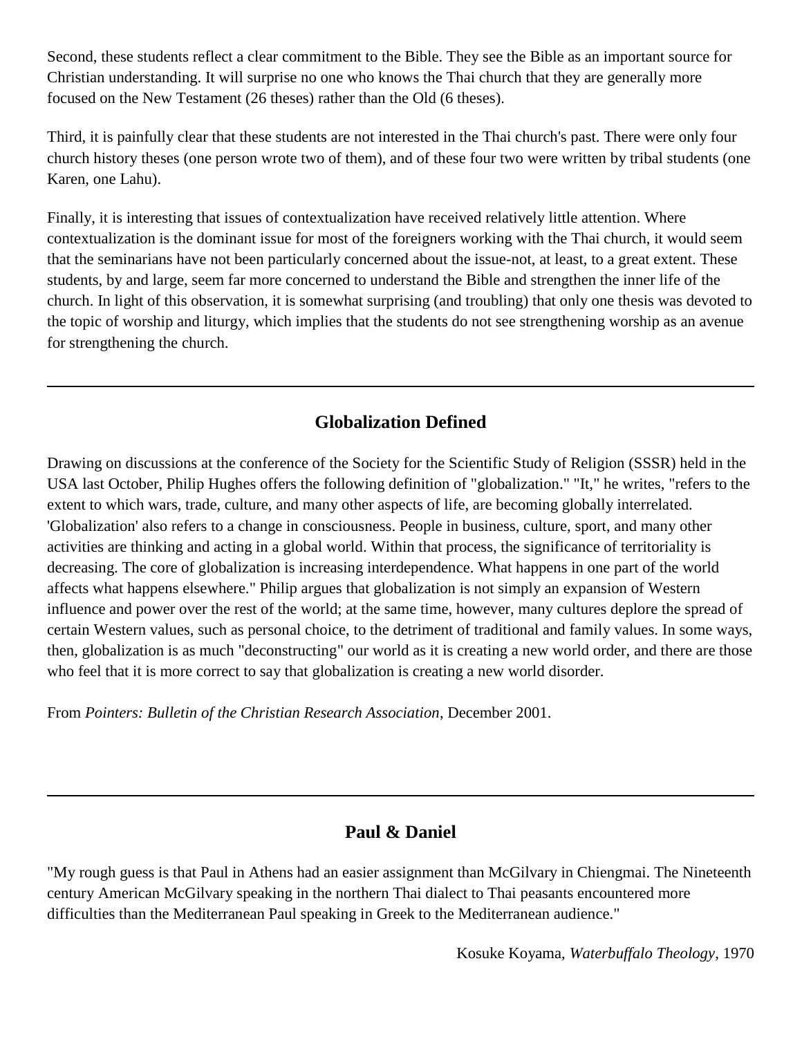Second, these students reflect a clear commitment to the Bible. They see the Bible as an important source for Christian understanding. It will surprise no one who knows the Thai church that they are generally more focused on the New Testament (26 theses) rather than the Old (6 theses).

Third, it is painfully clear that these students are not interested in the Thai church's past. There were only four church history theses (one person wrote two of them), and of these four two were written by tribal students (one Karen, one Lahu).

Finally, it is interesting that issues of contextualization have received relatively little attention. Where contextualization is the dominant issue for most of the foreigners working with the Thai church, it would seem that the seminarians have not been particularly concerned about the issue-not, at least, to a great extent. These students, by and large, seem far more concerned to understand the Bible and strengthen the inner life of the church. In light of this observation, it is somewhat surprising (and troubling) that only one thesis was devoted to the topic of worship and liturgy, which implies that the students do not see strengthening worship as an avenue for strengthening the church.

---

## Globalization Defined

Drawing on discussions at the conference of the Society for the Scientific Study of Religion (SSSR) held in the USA last October, Philip Hughes offers the following definition of "globalization." "It," he writes, "refers to the extent to which wars, trade, culture, and many other aspects of life, are becoming globally interrelated. 'Globalization' also refers to a change in consciousness. People in business, culture, sport, and many other activities are thinking and acting in a global world. Within that process, the significance of territoriality is decreasing. The core of globalization is increasing interdependence. What happens in one part of the world affects what happens elsewhere." Philip argues that globalization is not simply an expansion of Western influence and power over the rest of the world; at the same time, however, many cultures deplore the spread of certain Western values, such as personal choice, to the detriment of traditional and family values. In some ways, then, globalization is as much "deconstructing" our world as it is creating a new world order, and there are those who feel that it is more correct to say that globalization is creating a new world disorder.

From *Pointers: Bulletin of the Christian Research Association*, December 2001.

---

## Paul & Daniel

"My rough guess is that Paul in Athens had an easier assignment than McGilvary in Chiengmai. The Nineteenth century American McGilvary speaking in the northern Thai dialect to Thai peasants encountered more difficulties than the Mediterranean Paul speaking in Greek to the Mediterranean audience."

Kosuke Koyama, *Waterbuffalo Theology*, 1970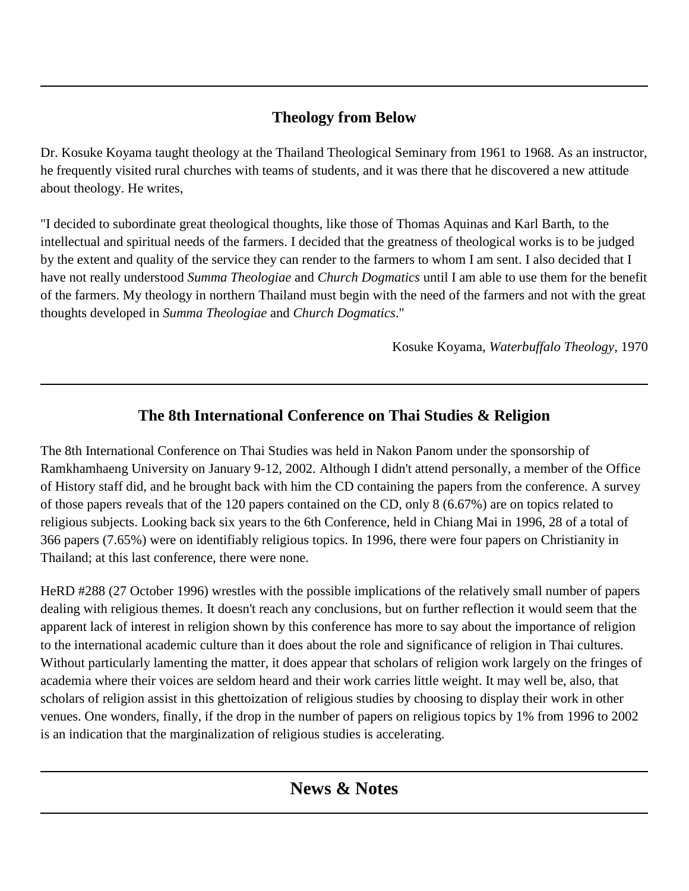## Theology from Below

Dr. Kosuke Koyama taught theology at the Thailand Theological Seminary from 1961 to 1968. As an instructor, he frequently visited rural churches with teams of students, and it was there that he discovered a new attitude about theology. He writes,

"I decided to subordinate great theological thoughts, like those of Thomas Aquinas and Karl Barth, to the intellectual and spiritual needs of the farmers. I decided that the greatness of theological works is to be judged by the extent and quality of the service they can render to the farmers to whom I am sent. I also decided that I have not really understood *Summa Theologiae* and *Church Dogmatics* until I am able to use them for the benefit of the farmers. My theology in northern Thailand must begin with the need of the farmers and not with the great thoughts developed in *Summa Theologiae* and *Church Dogmatics*."

Kosuke Koyama, *Waterbuffalo Theology*, 1970

---

## The 8th International Conference on Thai Studies & Religion

The 8th International Conference on Thai Studies was held in Nakon Panom under the sponsorship of Ramkhamhaeng University on January 9-12, 2002. Although I didn't attend personally, a member of the Office of History staff did, and he brought back with him the CD containing the papers from the conference. A survey of those papers reveals that of the 120 papers contained on the CD, only 8 (6.67%) are on topics related to religious subjects. Looking back six years to the 6th Conference, held in Chiang Mai in 1996, 28 of a total of 366 papers (7.65%) were on identifiably religious topics. In 1996, there were four papers on Christianity in Thailand; at this last conference, there were none.

HeRD #288 (27 October 1996) wrestles with the possible implications of the relatively small number of papers dealing with religious themes. It doesn't reach any conclusions, but on further reflection it would seem that the apparent lack of interest in religion shown by this conference has more to say about the importance of religion to the international academic culture than it does about the role and significance of religion in Thai cultures. Without particularly lamenting the matter, it does appear that scholars of religion work largely on the fringes of academia where their voices are seldom heard and their work carries little weight. It may well be, also, that scholars of religion assist in this ghettoization of religious studies by choosing to display their work in other venues. One wonders, finally, if the drop in the number of papers on religious topics by 1% from 1996 to 2002 is an indication that the marginalization of religious studies is accelerating.

---

## News & Notes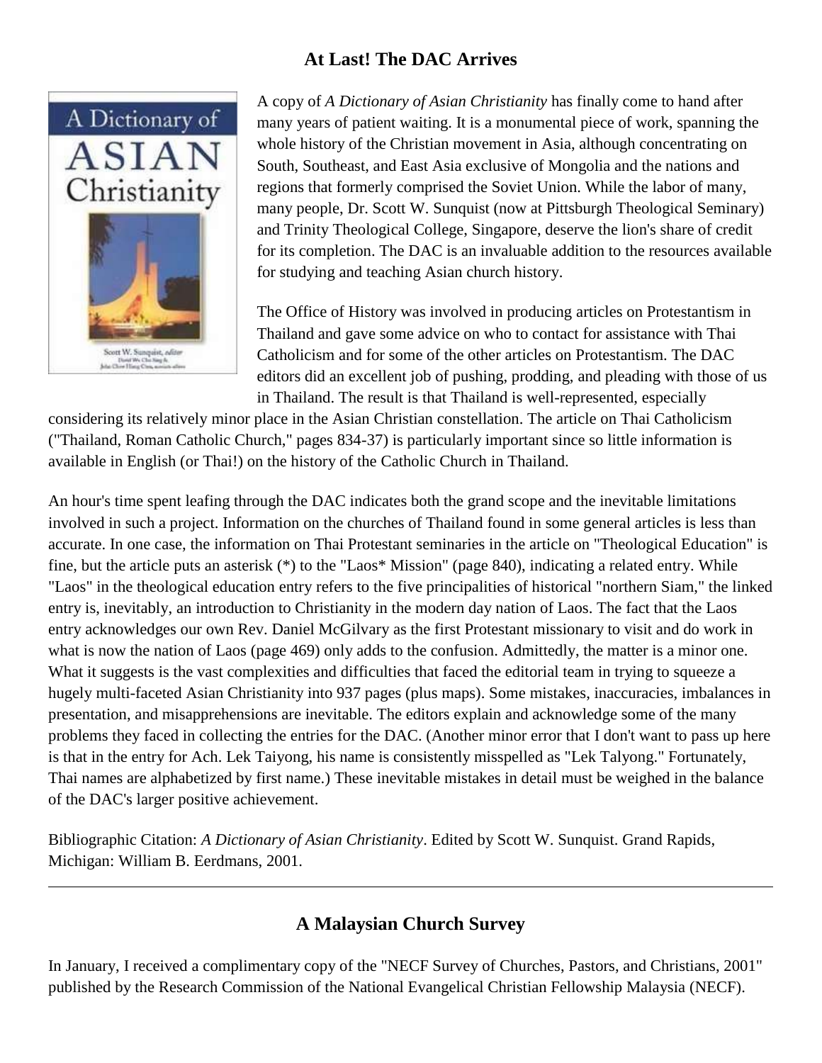## At Last! The DAC Arrives

A copy of *A Dictionary of Asian Christianity* has finally come to hand after many years of patient waiting. It is a monumental piece of work, spanning the whole history of the Christian movement in Asia, although concentrating on South, Southeast, and East Asia exclusive of Mongolia and the nations and regions that formerly comprised the Soviet Union. While the labor of many, many people, Dr. Scott W. Sunquist (now at Pittsburgh Theological Seminary) and Trinity Theological College, Singapore, deserve the lion's share of credit for its completion. The DAC is an invaluable addition to the resources available for studying and teaching Asian church history.

The Office of History was involved in producing articles on Protestantism in Thailand and gave some advice on who to contact for assistance with Thai Catholicism and for some of the other articles on Protestantism. The DAC editors did an excellent job of pushing, prodding, and pleading with those of us in Thailand. The result is that Thailand is well-represented, especially considering its relatively minor place in the Asian Christian constellation. The article on Thai Catholicism ("Thailand, Roman Catholic Church," pages 834-37) is particularly important since so little information is available in English (or Thai!) on the history of the Catholic Church in Thailand.

An hour's time spent leafing through the DAC indicates both the grand scope and the inevitable limitations involved in such a project. Information on the churches of Thailand found in some general articles is less than accurate. In one case, the information on Thai Protestant seminaries in the article on "Theological Education" is fine, but the article puts an asterisk (*) to the "Laos* Mission" (page 840), indicating a related entry. While "Laos" in the theological education entry refers to the five principalities of historical "northern Siam," the linked entry is, inevitably, an introduction to Christianity in the modern day nation of Laos. The fact that the Laos entry acknowledges our own Rev. Daniel McGilvary as the first Protestant missionary to visit and do work in what is now the nation of Laos (page 469) only adds to the confusion. Admittedly, the matter is a minor one. What it suggests is the vast complexities and difficulties that faced the editorial team in trying to squeeze a hugely multi-faceted Asian Christianity into 937 pages (plus maps). Some mistakes, inaccuracies, imbalances in presentation, and misapprehensions are inevitable. The editors explain and acknowledge some of the many problems they faced in collecting the entries for the DAC. (Another minor error that I don't want to pass up here is that in the entry for Ach. Lek Taiyong, his name is consistently misspelled as "Lek Talyong." Fortunately, Thai names are alphabetized by first name.) These inevitable mistakes in detail must be weighed in the balance of the DAC's larger positive achievement.

Bibliographic Citation: *A Dictionary of Asian Christianity*. Edited by Scott W. Sunquist. Grand Rapids, Michigan: William B. Eerdmans, 2001.

---

## A Malaysian Church Survey

In January, I received a complimentary copy of the "NECF Survey of Churches, Pastors, and Christians, 2001" published by the Research Commission of the National Evangelical Christian Fellowship Malaysia (NECF).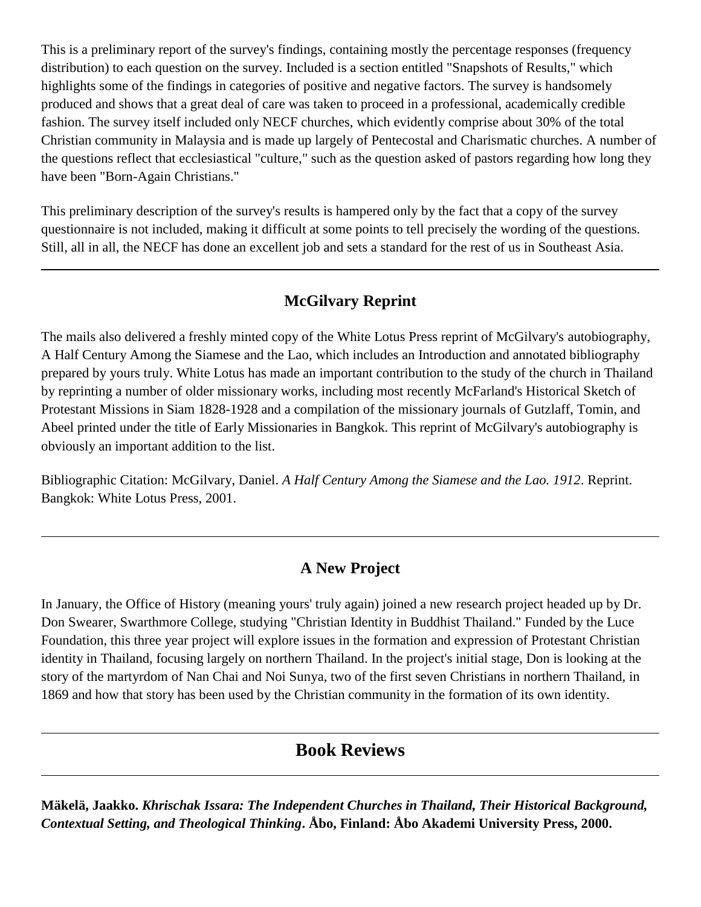This is a preliminary report of the survey's findings, containing mostly the percentage responses (frequency distribution) to each question on the survey. Included is a section entitled "Snapshots of Results," which highlights some of the findings in categories of positive and negative factors. The survey is handsomely produced and shows that a great deal of care was taken to proceed in a professional, academically credible fashion. The survey itself included only NECF churches, which evidently comprise about 30% of the total Christian community in Malaysia and is made up largely of Pentecostal and Charismatic churches. A number of the questions reflect that ecclesiastical "culture," such as the question asked of pastors regarding how long they have been "Born-Again Christians."

This preliminary description of the survey's results is hampered only by the fact that a copy of the survey questionnaire is not included, making it difficult at some points to tell precisely the wording of the questions. Still, all in all, the NECF has done an excellent job and sets a standard for the rest of us in Southeast Asia.

---

### McGilvary Reprint

The mails also delivered a freshly minted copy of the White Lotus Press reprint of McGilvary's autobiography, A Half Century Among the Siamese and the Lao, which includes an Introduction and annotated bibliography prepared by yours truly. White Lotus has made an important contribution to the study of the church in Thailand by reprinting a number of older missionary works, including most recently McFarland's Historical Sketch of Protestant Missions in Siam 1828-1928 and a compilation of the missionary journals of Gutzlaff, Tomin, and Abeel printed under the title of Early Missionaries in Bangkok. This reprint of McGilvary's autobiography is obviously an important addition to the list.

Bibliographic Citation: McGilvary, Daniel. *A Half Century Among the Siamese and the Lao. 1912*. Reprint. Bangkok: White Lotus Press, 2001.

---

### A New Project

In January, the Office of History (meaning yours' truly again) joined a new research project headed up by Dr. Don Swearer, Swarthmore College, studying "Christian Identity in Buddhist Thailand." Funded by the Luce Foundation, this three year project will explore issues in the formation and expression of Protestant Christian identity in Thailand, focusing largely on northern Thailand. In the project's initial stage, Don is looking at the story of the martyrdom of Nan Chai and Noi Sunya, two of the first seven Christians in northern Thailand, in 1869 and how that story has been used by the Christian community in the formation of its own identity.

---

## Book Reviews

---

**Mäkelä, Jaakko. *Khrischak Issara: The Independent Churches in Thailand, Their Historical Background, Contextual Setting, and Theological Thinking*. Åbo, Finland: Åbo Akademi University Press, 2000.**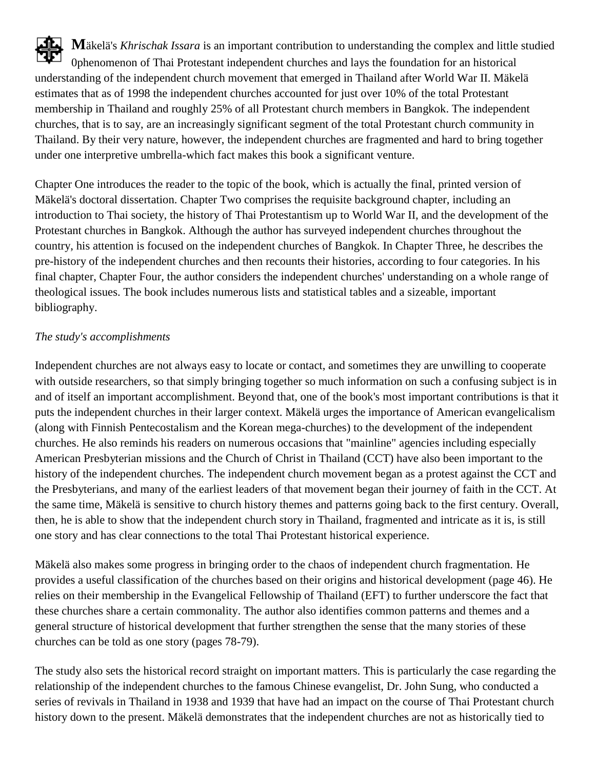**M**äkelä's *Khrischak Issara* is an important contribution to understanding the complex and little studied 0phenomenon of Thai Protestant independent churches and lays the foundation for an historical understanding of the independent church movement that emerged in Thailand after World War II. Mäkelä estimates that as of 1998 the independent churches accounted for just over 10% of the total Protestant membership in Thailand and roughly 25% of all Protestant church members in Bangkok. The independent churches, that is to say, are an increasingly significant segment of the total Protestant church community in Thailand. By their very nature, however, the independent churches are fragmented and hard to bring together under one interpretive umbrella-which fact makes this book a significant venture.

Chapter One introduces the reader to the topic of the book, which is actually the final, printed version of Mäkelä's doctoral dissertation. Chapter Two comprises the requisite background chapter, including an introduction to Thai society, the history of Thai Protestantism up to World War II, and the development of the Protestant churches in Bangkok. Although the author has surveyed independent churches throughout the country, his attention is focused on the independent churches of Bangkok. In Chapter Three, he describes the pre-history of the independent churches and then recounts their histories, according to four categories. In his final chapter, Chapter Four, the author considers the independent churches' understanding on a whole range of theological issues. The book includes numerous lists and statistical tables and a sizeable, important bibliography.

*The study's accomplishments*

Independent churches are not always easy to locate or contact, and sometimes they are unwilling to cooperate with outside researchers, so that simply bringing together so much information on such a confusing subject is in and of itself an important accomplishment. Beyond that, one of the book's most important contributions is that it puts the independent churches in their larger context. Mäkelä urges the importance of American evangelicalism (along with Finnish Pentecostalism and the Korean mega-churches) to the development of the independent churches. He also reminds his readers on numerous occasions that "mainline" agencies including especially American Presbyterian missions and the Church of Christ in Thailand (CCT) have also been important to the history of the independent churches. The independent church movement began as a protest against the CCT and the Presbyterians, and many of the earliest leaders of that movement began their journey of faith in the CCT. At the same time, Mäkelä is sensitive to church history themes and patterns going back to the first century. Overall, then, he is able to show that the independent church story in Thailand, fragmented and intricate as it is, is still one story and has clear connections to the total Thai Protestant historical experience.

Mäkelä also makes some progress in bringing order to the chaos of independent church fragmentation. He provides a useful classification of the churches based on their origins and historical development (page 46). He relies on their membership in the Evangelical Fellowship of Thailand (EFT) to further underscore the fact that these churches share a certain commonality. The author also identifies common patterns and themes and a general structure of historical development that further strengthen the sense that the many stories of these churches can be told as one story (pages 78-79).

The study also sets the historical record straight on important matters. This is particularly the case regarding the relationship of the independent churches to the famous Chinese evangelist, Dr. John Sung, who conducted a series of revivals in Thailand in 1938 and 1939 that have had an impact on the course of Thai Protestant church history down to the present. Mäkelä demonstrates that the independent churches are not as historically tied to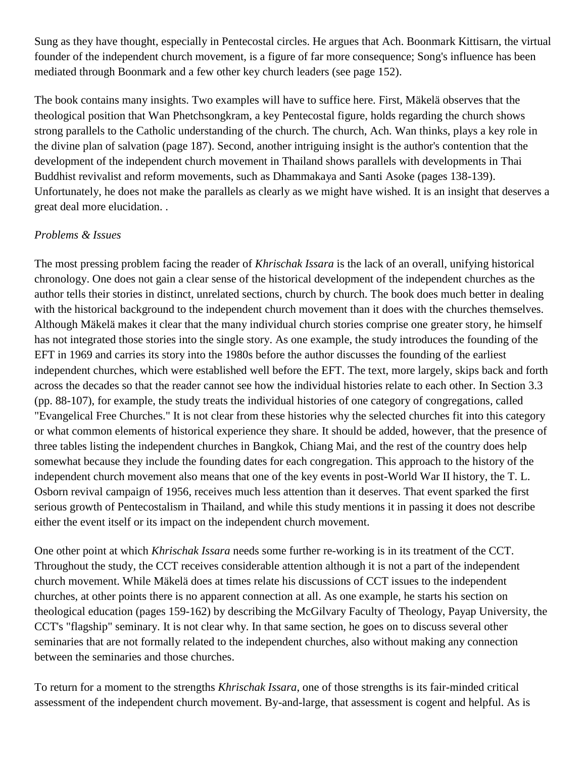Sung as they have thought, especially in Pentecostal circles. He argues that Ach. Boonmark Kittisarn, the virtual founder of the independent church movement, is a figure of far more consequence; Song's influence has been mediated through Boonmark and a few other key church leaders (see page 152).

The book contains many insights. Two examples will have to suffice here. First, Mäkelä observes that the theological position that Wan Phetchsongkram, a key Pentecostal figure, holds regarding the church shows strong parallels to the Catholic understanding of the church. The church, Ach. Wan thinks, plays a key role in the divine plan of salvation (page 187). Second, another intriguing insight is the author's contention that the development of the independent church movement in Thailand shows parallels with developments in Thai Buddhist revivalist and reform movements, such as Dhammakaya and Santi Asoke (pages 138-139). Unfortunately, he does not make the parallels as clearly as we might have wished. It is an insight that deserves a great deal more elucidation. .

*Problems & Issues*

The most pressing problem facing the reader of *Khrischak Issara* is the lack of an overall, unifying historical chronology. One does not gain a clear sense of the historical development of the independent churches as the author tells their stories in distinct, unrelated sections, church by church. The book does much better in dealing with the historical background to the independent church movement than it does with the churches themselves. Although Mäkelä makes it clear that the many individual church stories comprise one greater story, he himself has not integrated those stories into the single story. As one example, the study introduces the founding of the EFT in 1969 and carries its story into the 1980s before the author discusses the founding of the earliest independent churches, which were established well before the EFT. The text, more largely, skips back and forth across the decades so that the reader cannot see how the individual histories relate to each other. In Section 3.3 (pp. 88-107), for example, the study treats the individual histories of one category of congregations, called "Evangelical Free Churches." It is not clear from these histories why the selected churches fit into this category or what common elements of historical experience they share. It should be added, however, that the presence of three tables listing the independent churches in Bangkok, Chiang Mai, and the rest of the country does help somewhat because they include the founding dates for each congregation. This approach to the history of the independent church movement also means that one of the key events in post-World War II history, the T. L. Osborn revival campaign of 1956, receives much less attention than it deserves. That event sparked the first serious growth of Pentecostalism in Thailand, and while this study mentions it in passing it does not describe either the event itself or its impact on the independent church movement.

One other point at which *Khrischak Issara* needs some further re-working is in its treatment of the CCT. Throughout the study, the CCT receives considerable attention although it is not a part of the independent church movement. While Mäkelä does at times relate his discussions of CCT issues to the independent churches, at other points there is no apparent connection at all. As one example, he starts his section on theological education (pages 159-162) by describing the McGilvary Faculty of Theology, Payap University, the CCT's "flagship" seminary. It is not clear why. In that same section, he goes on to discuss several other seminaries that are not formally related to the independent churches, also without making any connection between the seminaries and those churches.

To return for a moment to the strengths *Khrischak Issara*, one of those strengths is its fair-minded critical assessment of the independent church movement. By-and-large, that assessment is cogent and helpful. As is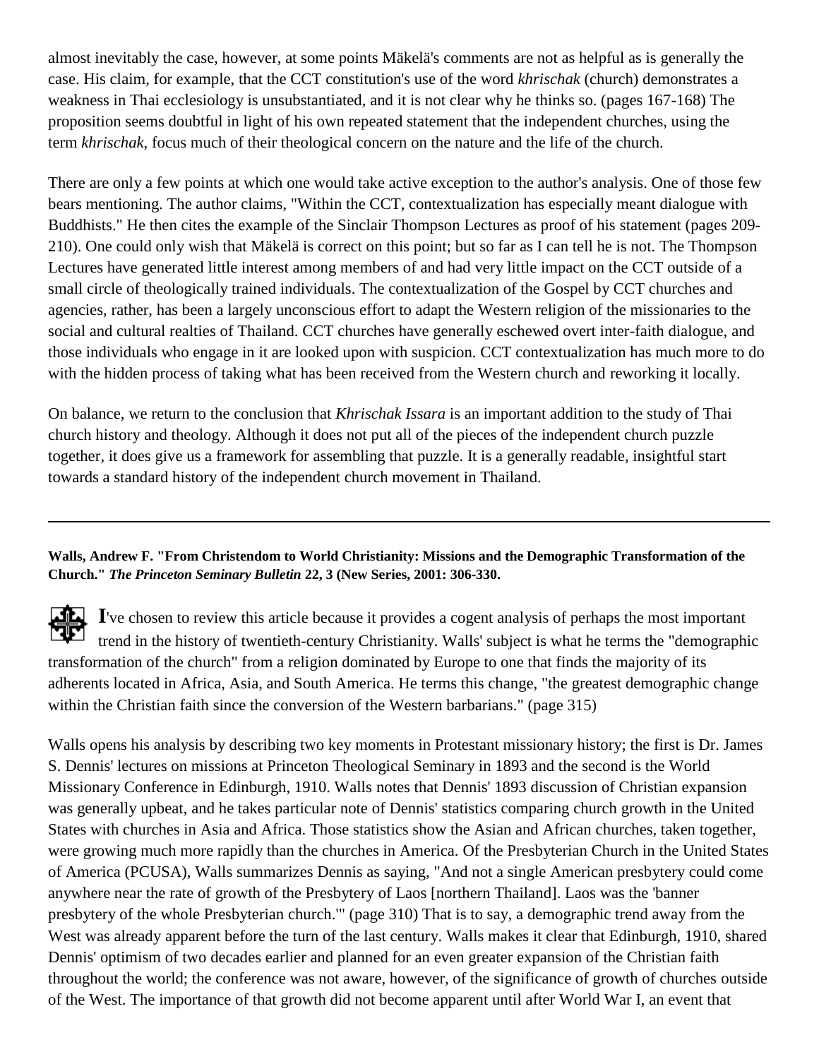almost inevitably the case, however, at some points Mäkelä's comments are not as helpful as is generally the case. His claim, for example, that the CCT constitution's use of the word *khrischak* (church) demonstrates a weakness in Thai ecclesiology is unsubstantiated, and it is not clear why he thinks so. (pages 167-168) The proposition seems doubtful in light of his own repeated statement that the independent churches, using the term *khrischak*, focus much of their theological concern on the nature and the life of the church.

There are only a few points at which one would take active exception to the author's analysis. One of those few bears mentioning. The author claims, "Within the CCT, contextualization has especially meant dialogue with Buddhists." He then cites the example of the Sinclair Thompson Lectures as proof of his statement (pages 209-210). One could only wish that Mäkelä is correct on this point; but so far as I can tell he is not. The Thompson Lectures have generated little interest among members of and had very little impact on the CCT outside of a small circle of theologically trained individuals. The contextualization of the Gospel by CCT churches and agencies, rather, has been a largely unconscious effort to adapt the Western religion of the missionaries to the social and cultural realties of Thailand. CCT churches have generally eschewed overt inter-faith dialogue, and those individuals who engage in it are looked upon with suspicion. CCT contextualization has much more to do with the hidden process of taking what has been received from the Western church and reworking it locally.

On balance, we return to the conclusion that *Khrischak Issara* is an important addition to the study of Thai church history and theology. Although it does not put all of the pieces of the independent church puzzle together, it does give us a framework for assembling that puzzle. It is a generally readable, insightful start towards a standard history of the independent church movement in Thailand.

---

**Walls, Andrew F. "From Christendom to World Christianity: Missions and the Demographic Transformation of the Church."** ***The Princeton Seminary Bulletin*** **22, 3 (New Series, 2001: 306-330.**

I've chosen to review this article because it provides a cogent analysis of perhaps the most important trend in the history of twentieth-century Christianity. Walls' subject is what he terms the "demographic transformation of the church" from a religion dominated by Europe to one that finds the majority of its adherents located in Africa, Asia, and South America. He terms this change, "the greatest demographic change within the Christian faith since the conversion of the Western barbarians." (page 315)

Walls opens his analysis by describing two key moments in Protestant missionary history; the first is Dr. James S. Dennis' lectures on missions at Princeton Theological Seminary in 1893 and the second is the World Missionary Conference in Edinburgh, 1910. Walls notes that Dennis' 1893 discussion of Christian expansion was generally upbeat, and he takes particular note of Dennis' statistics comparing church growth in the United States with churches in Asia and Africa. Those statistics show the Asian and African churches, taken together, were growing much more rapidly than the churches in America. Of the Presbyterian Church in the United States of America (PCUSA), Walls summarizes Dennis as saying, "And not a single American presbytery could come anywhere near the rate of growth of the Presbytery of Laos [northern Thailand]. Laos was the 'banner presbytery of the whole Presbyterian church.'" (page 310) That is to say, a demographic trend away from the West was already apparent before the turn of the last century. Walls makes it clear that Edinburgh, 1910, shared Dennis' optimism of two decades earlier and planned for an even greater expansion of the Christian faith throughout the world; the conference was not aware, however, of the significance of growth of churches outside of the West. The importance of that growth did not become apparent until after World War I, an event that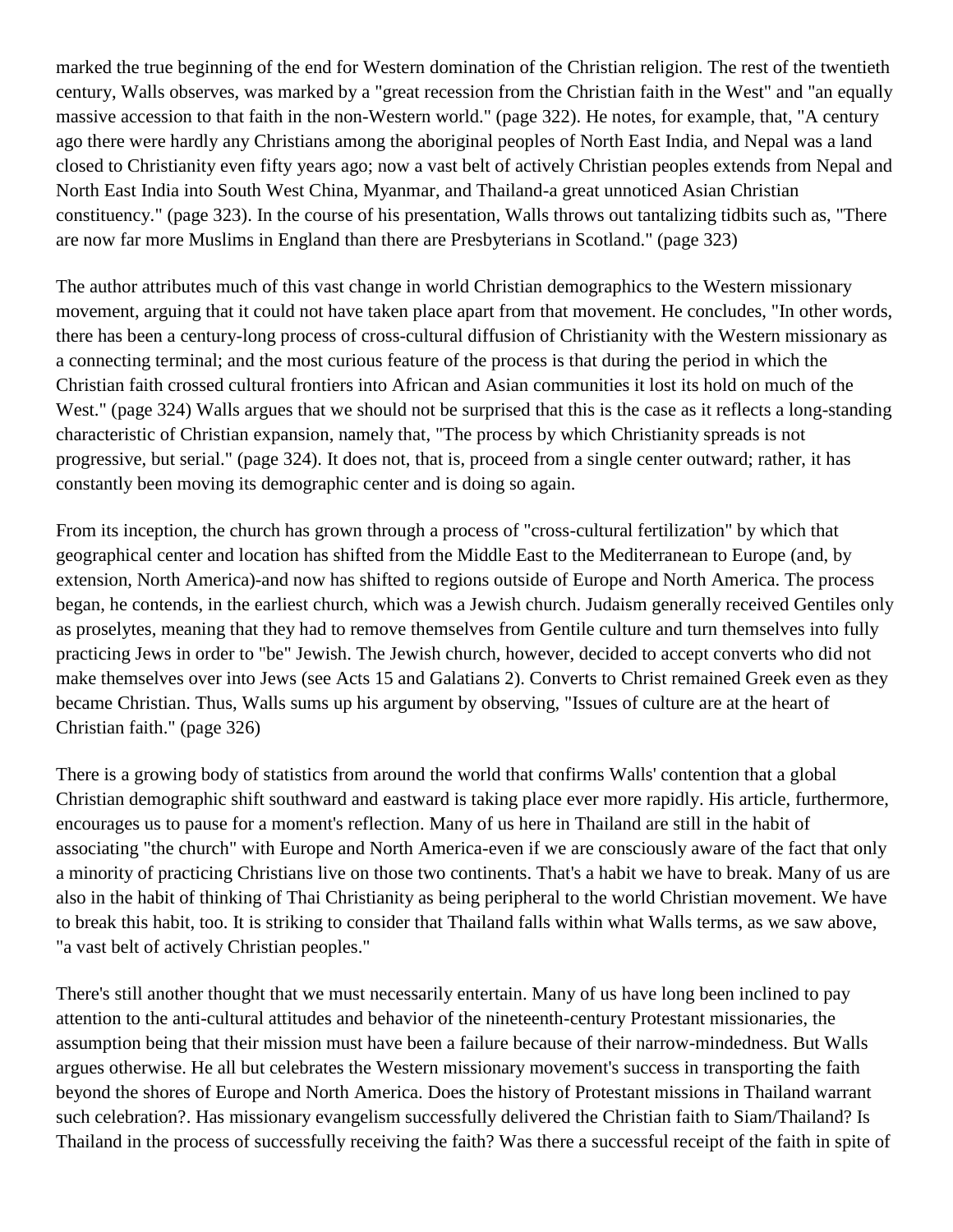marked the true beginning of the end for Western domination of the Christian religion. The rest of the twentieth century, Walls observes, was marked by a "great recession from the Christian faith in the West" and "an equally massive accession to that faith in the non-Western world." (page 322). He notes, for example, that, "A century ago there were hardly any Christians among the aboriginal peoples of North East India, and Nepal was a land closed to Christianity even fifty years ago; now a vast belt of actively Christian peoples extends from Nepal and North East India into South West China, Myanmar, and Thailand-a great unnoticed Asian Christian constituency." (page 323). In the course of his presentation, Walls throws out tantalizing tidbits such as, "There are now far more Muslims in England than there are Presbyterians in Scotland." (page 323)

The author attributes much of this vast change in world Christian demographics to the Western missionary movement, arguing that it could not have taken place apart from that movement. He concludes, "In other words, there has been a century-long process of cross-cultural diffusion of Christianity with the Western missionary as a connecting terminal; and the most curious feature of the process is that during the period in which the Christian faith crossed cultural frontiers into African and Asian communities it lost its hold on much of the West." (page 324) Walls argues that we should not be surprised that this is the case as it reflects a long-standing characteristic of Christian expansion, namely that, "The process by which Christianity spreads is not progressive, but serial." (page 324). It does not, that is, proceed from a single center outward; rather, it has constantly been moving its demographic center and is doing so again.

From its inception, the church has grown through a process of "cross-cultural fertilization" by which that geographical center and location has shifted from the Middle East to the Mediterranean to Europe (and, by extension, North America)-and now has shifted to regions outside of Europe and North America. The process began, he contends, in the earliest church, which was a Jewish church. Judaism generally received Gentiles only as proselytes, meaning that they had to remove themselves from Gentile culture and turn themselves into fully practicing Jews in order to "be" Jewish. The Jewish church, however, decided to accept converts who did not make themselves over into Jews (see Acts 15 and Galatians 2). Converts to Christ remained Greek even as they became Christian. Thus, Walls sums up his argument by observing, "Issues of culture are at the heart of Christian faith." (page 326)

There is a growing body of statistics from around the world that confirms Walls' contention that a global Christian demographic shift southward and eastward is taking place ever more rapidly. His article, furthermore, encourages us to pause for a moment's reflection. Many of us here in Thailand are still in the habit of associating "the church" with Europe and North America-even if we are consciously aware of the fact that only a minority of practicing Christians live on those two continents. That's a habit we have to break. Many of us are also in the habit of thinking of Thai Christianity as being peripheral to the world Christian movement. We have to break this habit, too. It is striking to consider that Thailand falls within what Walls terms, as we saw above, "a vast belt of actively Christian peoples."

There's still another thought that we must necessarily entertain. Many of us have long been inclined to pay attention to the anti-cultural attitudes and behavior of the nineteenth-century Protestant missionaries, the assumption being that their mission must have been a failure because of their narrow-mindedness. But Walls argues otherwise. He all but celebrates the Western missionary movement's success in transporting the faith beyond the shores of Europe and North America. Does the history of Protestant missions in Thailand warrant such celebration?. Has missionary evangelism successfully delivered the Christian faith to Siam/Thailand? Is Thailand in the process of successfully receiving the faith? Was there a successful receipt of the faith in spite of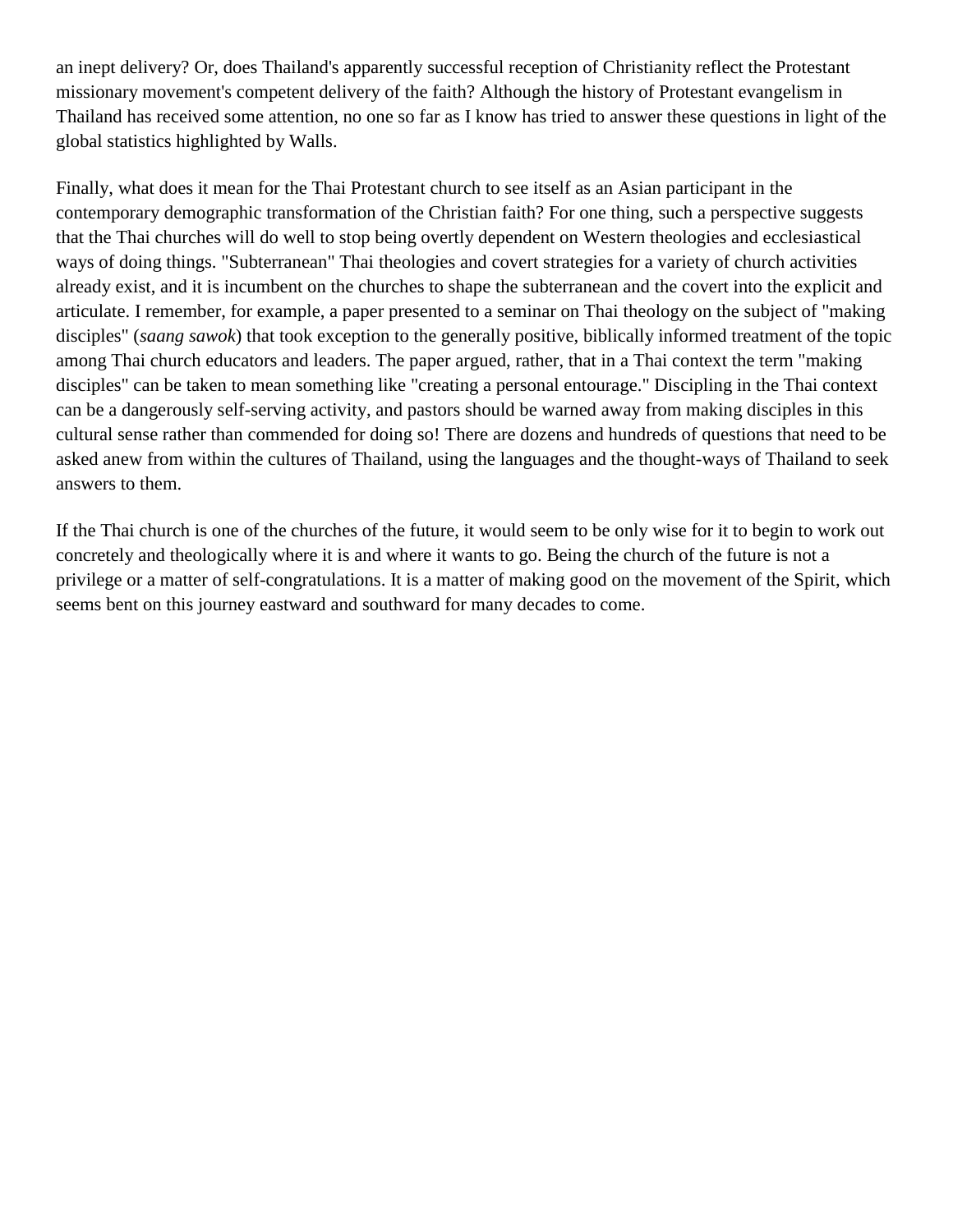an inept delivery? Or, does Thailand's apparently successful reception of Christianity reflect the Protestant missionary movement's competent delivery of the faith? Although the history of Protestant evangelism in Thailand has received some attention, no one so far as I know has tried to answer these questions in light of the global statistics highlighted by Walls.

Finally, what does it mean for the Thai Protestant church to see itself as an Asian participant in the contemporary demographic transformation of the Christian faith? For one thing, such a perspective suggests that the Thai churches will do well to stop being overtly dependent on Western theologies and ecclesiastical ways of doing things. "Subterranean" Thai theologies and covert strategies for a variety of church activities already exist, and it is incumbent on the churches to shape the subterranean and the covert into the explicit and articulate. I remember, for example, a paper presented to a seminar on Thai theology on the subject of "making disciples" (*saang sawok*) that took exception to the generally positive, biblically informed treatment of the topic among Thai church educators and leaders. The paper argued, rather, that in a Thai context the term "making disciples" can be taken to mean something like "creating a personal entourage." Discipling in the Thai context can be a dangerously self-serving activity, and pastors should be warned away from making disciples in this cultural sense rather than commended for doing so! There are dozens and hundreds of questions that need to be asked anew from within the cultures of Thailand, using the languages and the thought-ways of Thailand to seek answers to them.

If the Thai church is one of the churches of the future, it would seem to be only wise for it to begin to work out concretely and theologically where it is and where it wants to go. Being the church of the future is not a privilege or a matter of self-congratulations. It is a matter of making good on the movement of the Spirit, which seems bent on this journey eastward and southward for many decades to come.